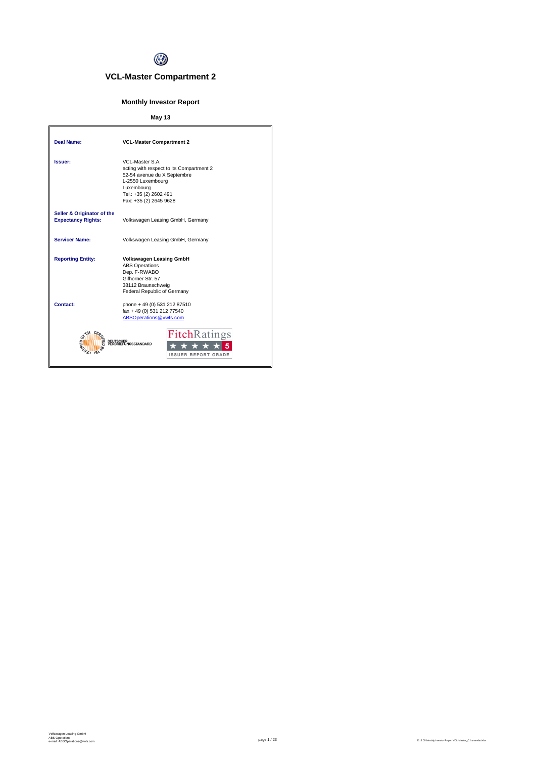# VCL-Master Compartment 2

## Monthly Investor Report

**May 13**

| | |
|---|---|
| **Deal Name:** | **VCL-Master Compartment 2** |
| **Issuer:** | VCL-Master S.A.<br>acting with respect to its Compartment 2<br>52-54 avenue du X Septembre<br>L-2550 Luxembourg<br>Luxembourg<br>Tel.: +35 (2) 2602 491<br>Fax: +35 (2) 2645 9628 |
| **Seller & Originator of the Expectancy Rights:** | Volkswagen Leasing GmbH, Germany |
| **Servicer Name:** | Volkswagen Leasing GmbH, Germany |
| **Reporting Entity:** | **Volkswagen Leasing GmbH**<br>ABS Operations<br>Dep. F-RWABO<br>Gifhorner Str. 57<br>38112 Braunschweig<br>Federal Republic of Germany |
| **Contact:** | phone + 49 (0) 531 212 87510<br>fax + 49 (0) 531 212 77540<br>ABSOperations@vwfs.com |

CERTIFIED BY TSI DEUTSCHER VERBRIEFUNGSSTANDARD

FitchRatings 5 ISSUER REPORT GRADE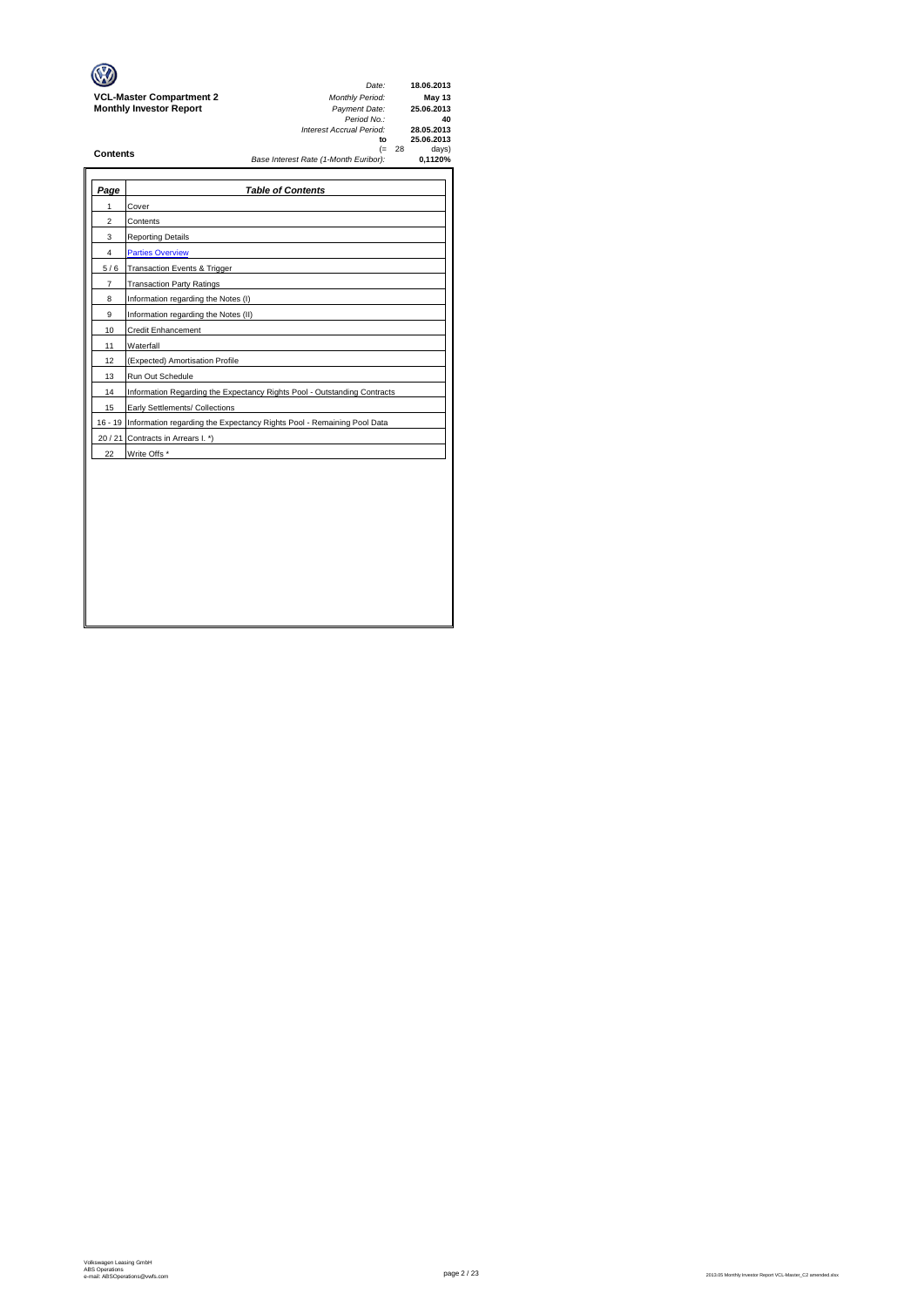**VCL-Master Compartment 2**
**Monthly Investor Report**

| | |
|---|---|
| *Date:* | **18.06.2013** |
| *Monthly Period:* | **May 13** |
| *Payment Date:* | **25.06.2013** |
| *Period No.:* | **40** |
| *Interest Accrual Period:* | **28.05.2013** |
| **to** | **25.06.2013** |
| (= 28 | days) |
| *Base Interest Rate (1-Month Euribor):* | **0,1120%** |

## Contents

| *Page* | *Table of Contents* |
|---|---|
| 1 | Cover |
| 2 | Contents |
| 3 | Reporting Details |
| 4 | Parties Overview |
| 5 / 6 | Transaction Events & Trigger |
| 7 | Transaction Party Ratings |
| 8 | Information regarding the Notes (I) |
| 9 | Information regarding the Notes (II) |
| 10 | Credit Enhancement |
| 11 | Waterfall |
| 12 | (Expected) Amortisation Profile |
| 13 | Run Out Schedule |
| 14 | Information Regarding the Expectancy Rights Pool - Outstanding Contracts |
| 15 | Early Settlements/ Collections |
| 16 - 19 | Information regarding the Expectancy Rights Pool - Remaining Pool Data |
| 20 / 21 | Contracts in Arrears I. *) |
| 22 | Write Offs * |

Volkswagen Leasing GmbH
ABS Operations
e-mail: ABSOperations@vwfs.com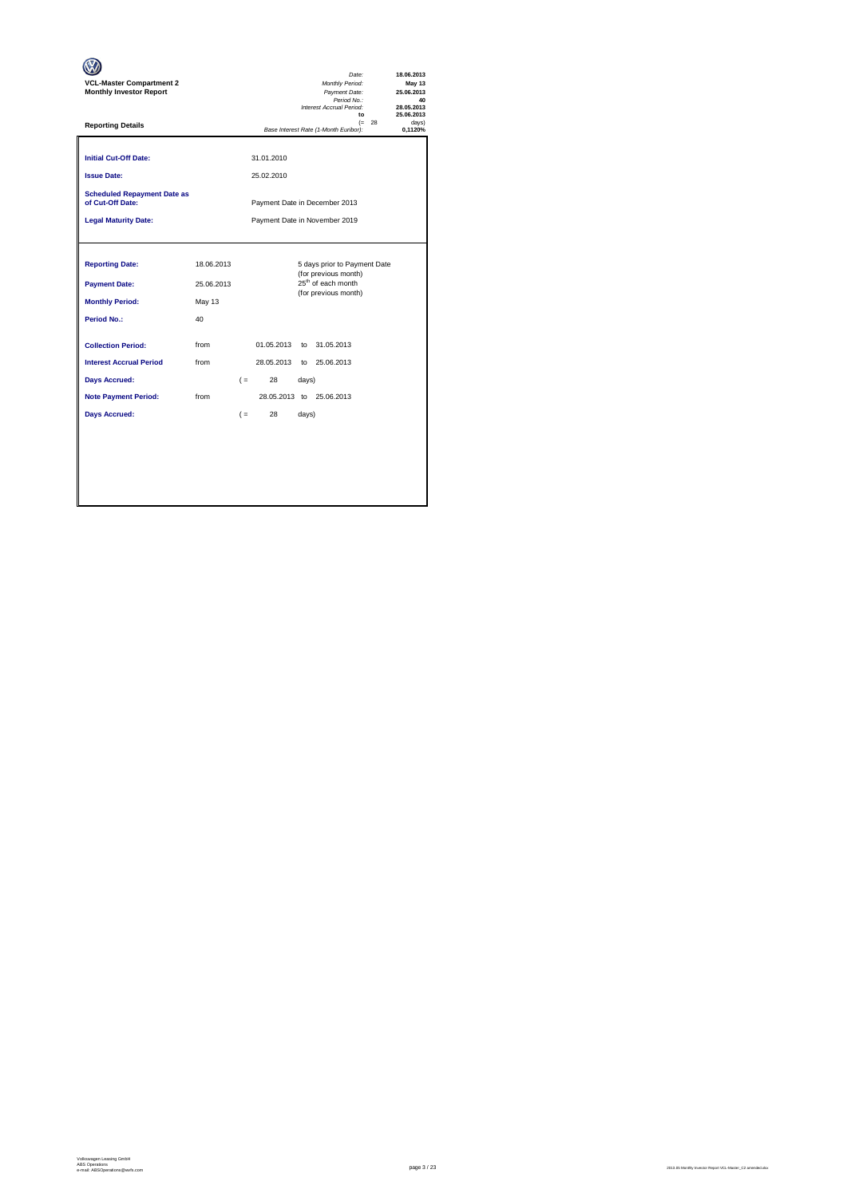**VCL-Master Compartment 2**
**Monthly Investor Report**

| | |
|---|---|
| *Date:* | **18.06.2013** |
| *Monthly Period:* | **May 13** |
| *Payment Date:* | **25.06.2013** |
| *Period No.:* | **40** |
| *Interest Accrual Period:* | **28.05.2013** |
| **to** | **25.06.2013** |
| (= 28 | days) |
| *Base Interest Rate (1-Month Euribor):* | **0,1120%** |

**Reporting Details**

| | |
|---|---|
| **Initial Cut-Off Date:** | 31.01.2010 |
| **Issue Date:** | 25.02.2010 |
| **Scheduled Repayment Date as of Cut-Off Date:** | Payment Date in December 2013 |
| **Legal Maturity Date:** | Payment Date in November 2019 |

| | | | | | |
|---|---|---|---|---|---|
| **Reporting Date:** | 18.06.2013 | | 5 days prior to Payment Date (for previous month) | | |
| **Payment Date:** | 25.06.2013 | | 25th of each month (for previous month) | | |
| **Monthly Period:** | May 13 | | | | |
| **Period No.:** | 40 | | | | |
| **Collection Period:** | from | 01.05.2013 | to | 31.05.2013 | |
| **Interest Accrual Period** | from | 28.05.2013 | to | 25.06.2013 | |
| **Days Accrued:** | | ( = | 28 | days) | |
| **Note Payment Period:** | from | 28.05.2013 | to | 25.06.2013 | |
| **Days Accrued:** | | ( = | 28 | days) | |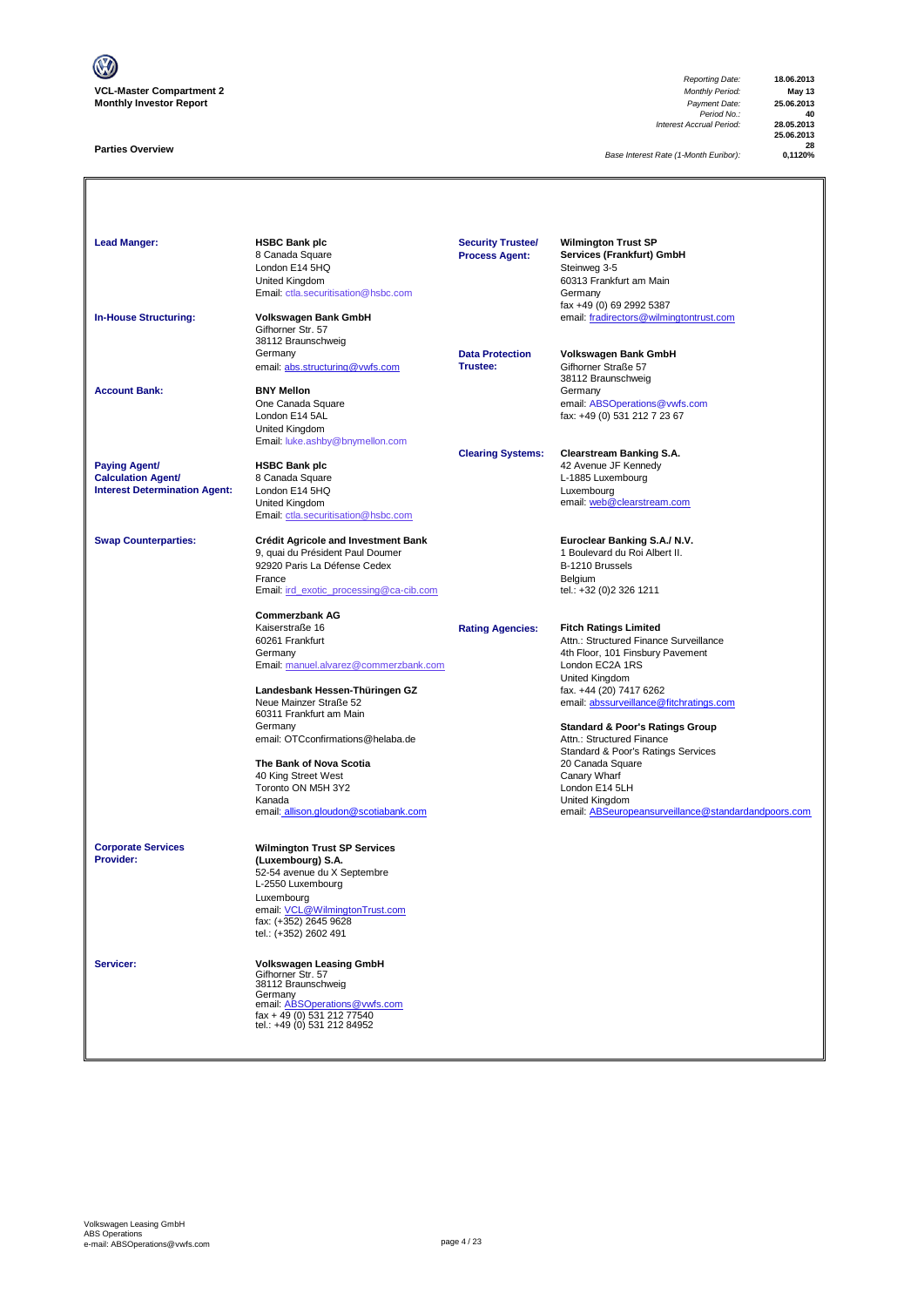**VCL-Master Compartment 2**
**Monthly Investor Report**

| | |
|---|---|
| *Reporting Date:* | **18.06.2013** |
| *Monthly Period:* | **May 13** |
| *Payment Date:* | **25.06.2013** |
| *Period No.:* | **40** |
| *Interest Accrual Period:* | **28.05.2013** |
| | **25.06.2013** |
| | **28** |
| *Base Interest Rate (1-Month Euribor):* | **0,1120%** |

## Parties Overview

**Lead Manger:**
**HSBC Bank plc**
8 Canada Square
London E14 5HQ
United Kingdom
Email: ctla.securitisation@hsbc.com

**In-House Structuring:**
**Volkswagen Bank GmbH**
Gifhorner Str. 57
38112 Braunschweig
Germany
email: abs.structuring@vwfs.com

**Account Bank:**
**BNY Mellon**
One Canada Square
London E14 5AL
United Kingdom
Email: luke.ashby@bnymellon.com

**Paying Agent/ Calculation Agent/ Interest Determination Agent:**
**HSBC Bank plc**
8 Canada Square
London E14 5HQ
United Kingdom
Email: ctla.securitisation@hsbc.com

**Swap Counterparties:**
**Crédit Agricole and Investment Bank**
9, quai du Président Paul Doumer
92920 Paris La Défense Cedex
France
Email: ird_exotic_processing@ca-cib.com

**Commerzbank AG**
Kaiserstraße 16
60261 Frankfurt
Germany
Email: manuel.alvarez@commerzbank.com

**Landesbank Hessen-Thüringen GZ**
Neue Mainzer Straße 52
60311 Frankfurt am Main
Germany
email: OTCconfirmations@helaba.de

**The Bank of Nova Scotia**
40 King Street West
Toronto ON M5H 3Y2
Kanada
email: allison.gloudon@scotiabank.com

**Corporate Services Provider:**
**Wilmington Trust SP Services (Luxembourg) S.A.**
52-54 avenue du X Septembre
L-2550 Luxembourg
Luxembourg
email: VCL@WilmingtonTrust.com
fax: (+352) 2645 9628
tel.: (+352) 2602 491

**Servicer:**
**Volkswagen Leasing GmbH**
Gifhorner Str. 57
38112 Braunschweig
Germany
email: ABSOperations@vwfs.com
fax + 49 (0) 531 212 77540
tel.: +49 (0) 531 212 84952

**Security Trustee/ Process Agent:**
**Wilmington Trust SP Services (Frankfurt) GmbH**
Steinweg 3-5
60313 Frankfurt am Main
Germany
fax +49 (0) 69 2992 5387
email: fradirectors@wilmingtontrust.com

**Data Protection Trustee:**
**Volkswagen Bank GmbH**
Gifhorner Straße 57
38112 Braunschweig
Germany
email: ABSOperations@vwfs.com
fax: +49 (0) 531 212 7 23 67

**Clearing Systems:**
**Clearstream Banking S.A.**
42 Avenue JF Kennedy
L-1885 Luxembourg
Luxembourg
email: web@clearstream.com

**Euroclear Banking S.A./ N.V.**
1 Boulevard du Roi Albert II.
B-1210 Brussels
Belgium
tel.: +32 (0)2 326 1211

**Rating Agencies:**
**Fitch Ratings Limited**
Attn.: Structured Finance Surveillance
4th Floor, 101 Finsbury Pavement
London EC2A 1RS
United Kingdom
fax. +44 (20) 7417 6262
email: abssurveillance@fitchratings.com

**Standard & Poor's Ratings Group**
Attn.: Structured Finance
Standard & Poor's Ratings Services
20 Canada Square
Canary Wharf
London E14 5LH
United Kingdom
email: ABSeuropeansurveillance@standardandpoors.com

Volkswagen Leasing GmbH
ABS Operations
e-mail: ABSOperations@vwfs.com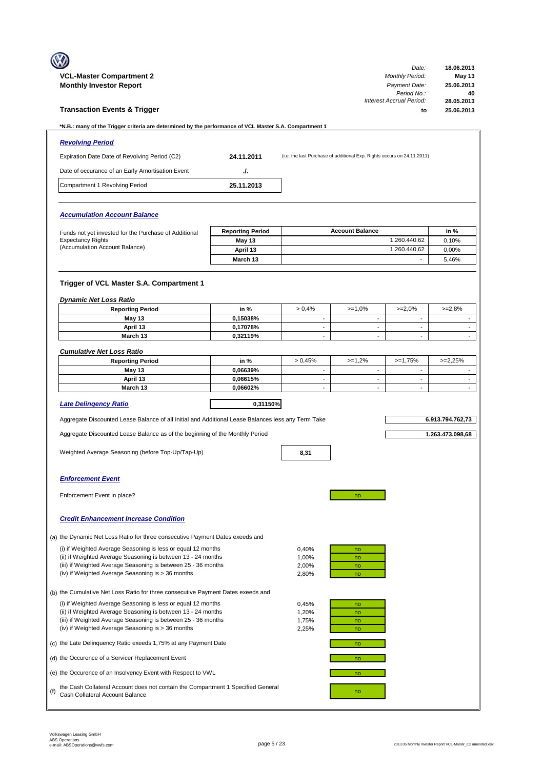**VCL-Master Compartment 2**
**Monthly Investor Report**

| | |
|---|---|
| *Date:* | **18.06.2013** |
| *Monthly Period:* | **May 13** |
| *Payment Date:* | **25.06.2013** |
| *Period No.:* | **40** |
| *Interest Accrual Period:* | **28.05.2013** |
| **to** | **25.06.2013** |

## Transaction Events & Trigger

***N.B.: many of the Trigger criteria are determined by the performance of VCL Master S.A. Compartment 1**

### *Revolving Period*

| | | |
|---|---|---|
| Expiration Date Date of Revolving Period (C2) | **24.11.2011** | (i.e. the last Purchase of additional Exp. Rights occurs on 24.11.2011) |
| Date of occurance of an Early Amortisation Event | **./.** | |
| Compartment 1 Revolving Period | **25.11.2013** | |

### *Accumulation Account Balance*

Funds not yet invested for the Purchase of Additional Expectancy Rights (Accumulation Account Balance)

| Reporting Period | Account Balance | in % |
|---|---|---|
| **May 13** | 1.260.440,62 | 0,10% |
| **April 13** | 1.260.440,62 | 0,00% |
| **March 13** | - | 5,46% |

### Trigger of VCL Master S.A. Compartment 1

*Dynamic Net Loss Ratio*

| Reporting Period | in % | > 0,4% | >=1,0% | >=2,0% | >=2,8% |
|---|---|---|---|---|---|
| **May 13** | **0,15038%** | - | - | - | - |
| **April 13** | **0,17078%** | - | - | - | - |
| **March 13** | **0,32119%** | - | - | - | - |

*Cumulative Net Loss Ratio*

| Reporting Period | in % | > 0,45% | >=1,2% | >=1,75% | >=2,25% |
|---|---|---|---|---|---|
| **May 13** | **0,06639%** | - | - | - | - |
| **April 13** | **0,06615%** | - | - | - | - |
| **March 13** | **0,06602%** | - | - | - | - |

***Late Delinqency Ratio*** **0,31150%**

Aggregate Discounted Lease Balance of all Initial and Additional Lease Balances less any Term Take **6.913.794.762,73**

Aggregate Discounted Lease Balance as of the beginning of the Monthly Period **1.263.473.098,68**

Weighted Average Seasoning (before Top-Up/Tap-Up) **8,31**

### *Enforcement Event*

Enforcement Event in place? no

### *Credit Enhancement Increase Condition*

(a) the Dynamic Net Loss Ratio for three consecutive Payment Dates exeeds and

| | | |
|---|---|---|
| (i) if Weighted Average Seasoning is less or equal 12 months | 0,40% | no |
| (ii) if Weighted Average Seasoning is between 13 - 24 months | 1,00% | no |
| (iii) if Weighted Average Seasoning is between 25 - 36 months | 2,00% | no |
| (iv) if Weighted Average Seasoning is > 36 months | 2,80% | no |

(b) the Cumulative Net Loss Ratio for three consecutive Payment Dates exeeds and

| | | |
|---|---|---|
| (i) if Weighted Average Seasoning is less or equal 12 months | 0,45% | no |
| (ii) if Weighted Average Seasoning is between 13 - 24 months | 1,20% | no |
| (iii) if Weighted Average Seasoning is between 25 - 36 months | 1,75% | no |
| (iv) if Weighted Average Seasoning is > 36 months | 2,25% | no |

(c) the Late Delinquency Ratio exeeds 1,75% at any Payment Date — no

(d) the Occurence of a Servicer Replacement Event — no

(e) the Occurence of an Insolvency Event with Respect to VWL — no

(f) the Cash Collateral Account does not contain the Compartment 1 Specified General Cash Collateral Account Balance — no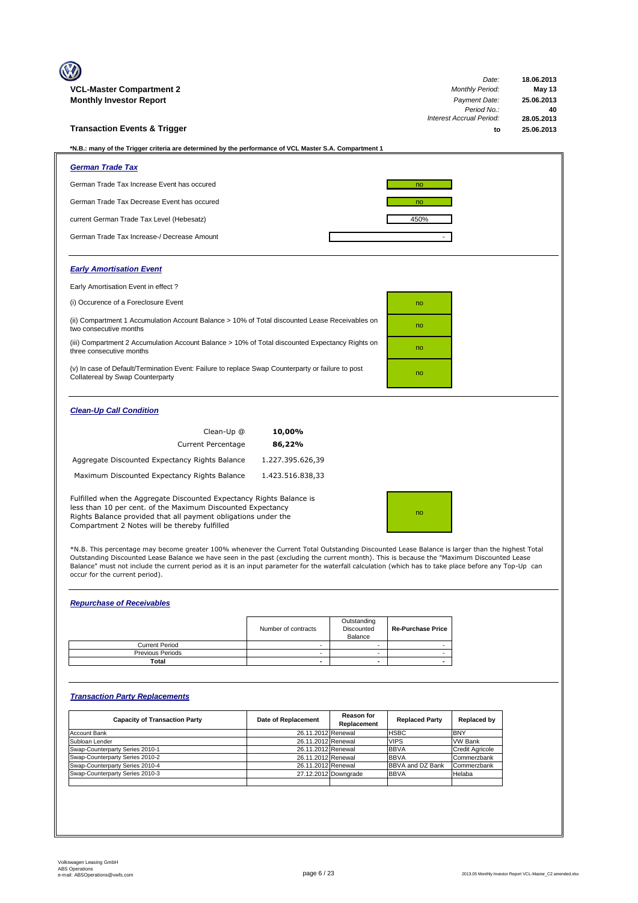**VCL-Master Compartment 2**
**Monthly Investor Report**

| | |
|---|---|
| *Date:* | **18.06.2013** |
| *Monthly Period:* | **May 13** |
| *Payment Date:* | **25.06.2013** |
| *Period No.:* | **40** |
| *Interest Accrual Period:* | **28.05.2013** |
| **to** | **25.06.2013** |

## Transaction Events & Trigger

**\*N.B.: many of the Trigger criteria are determined by the performance of VCL Master S.A. Compartment 1**

### *German Trade Tax*

| | |
|---|---|
| German Trade Tax Increase Event has occured | no |
| German Trade Tax Decrease Event has occured | no |
| current German Trade Tax Level (Hebesatz) | 450% |
| German Trade Tax Increase-/ Decrease Amount | - |

### *Early Amortisation Event*

Early Amortisation Event in effect ?

| | |
|---|---|
| (i) Occurence of a Foreclosure Event | no |
| (ii) Compartment 1 Accumulation Account Balance > 10% of Total discounted Lease Receivables on two consecutive months | no |
| (iii) Compartment 2 Accumulation Account Balance > 10% of Total discounted Expectancy Rights on three consecutive months | no |
| (v) In case of Default/Termination Event: Failure to replace Swap Counterparty or failure to post Collatereal by Swap Counterparty | no |

### *Clean-Up Call Condition*

| | |
|---|---|
| Clean-Up @ | **10,00%** |
| Current Percentage | **86,22%** |
| Aggregate Discounted Expectancy Rights Balance | 1.227.395.626,39 |
| Maximum Discounted Expectancy Rights Balance | 1.423.516.838,33 |

Fulfilled when the Aggregate Discounted Expectancy Rights Balance is less than 10 per cent. of the Maximum Discounted Expectancy Rights Balance provided that all payment obligations under the Compartment 2 Notes will be thereby fulfilled: no

*N.B. This percentage may become greater 100% whenever the Current Total Outstanding Discounted Lease Balance is larger than the highest Total Outstanding Discounted Lease Balance we have seen in the past (excluding the current month). This is because the "Maximum Discounted Lease Balance" must not include the current period as it is an input parameter for the waterfall calculation (which has to take place before any Top-Up can occur for the current period).

### *Repurchase of Receivables*

| | Number of contracts | Outstanding Discounted Balance | Re-Purchase Price |
|---|---|---|---|
| Current Period | - | - | - |
| Previous Periods | - | - | - |
| **Total** | **-** | **-** | **-** |

### *Transaction Party Replacements*

| Capacity of Transaction Party | Date of Replacement | Reason for Replacement | Replaced Party | Replaced by |
|---|---|---|---|---|
| Account Bank | 26.11.2012 | Renewal | HSBC | BNY |
| Subloan Lender | 26.11.2012 | Renewal | VIPS | VW Bank |
| Swap-Counterparty Series 2010-1 | 26.11.2012 | Renewal | BBVA | Credit Agricole |
| Swap-Counterparty Series 2010-2 | 26.11.2012 | Renewal | BBVA | Commerzbank |
| Swap-Counterparty Series 2010-4 | 26.11.2012 | Renewal | BBVA and DZ Bank | Commerzbank |
| Swap-Counterparty Series 2010-3 | 27.12.2012 | Downgrade | BBVA | Helaba |

Volkswagen Leasing GmbH
ABS Operations
e-mail: ABSOperations@vwfs.com

2013.05 Monthly Investor Report VCL-Master_C2 amended.xlsx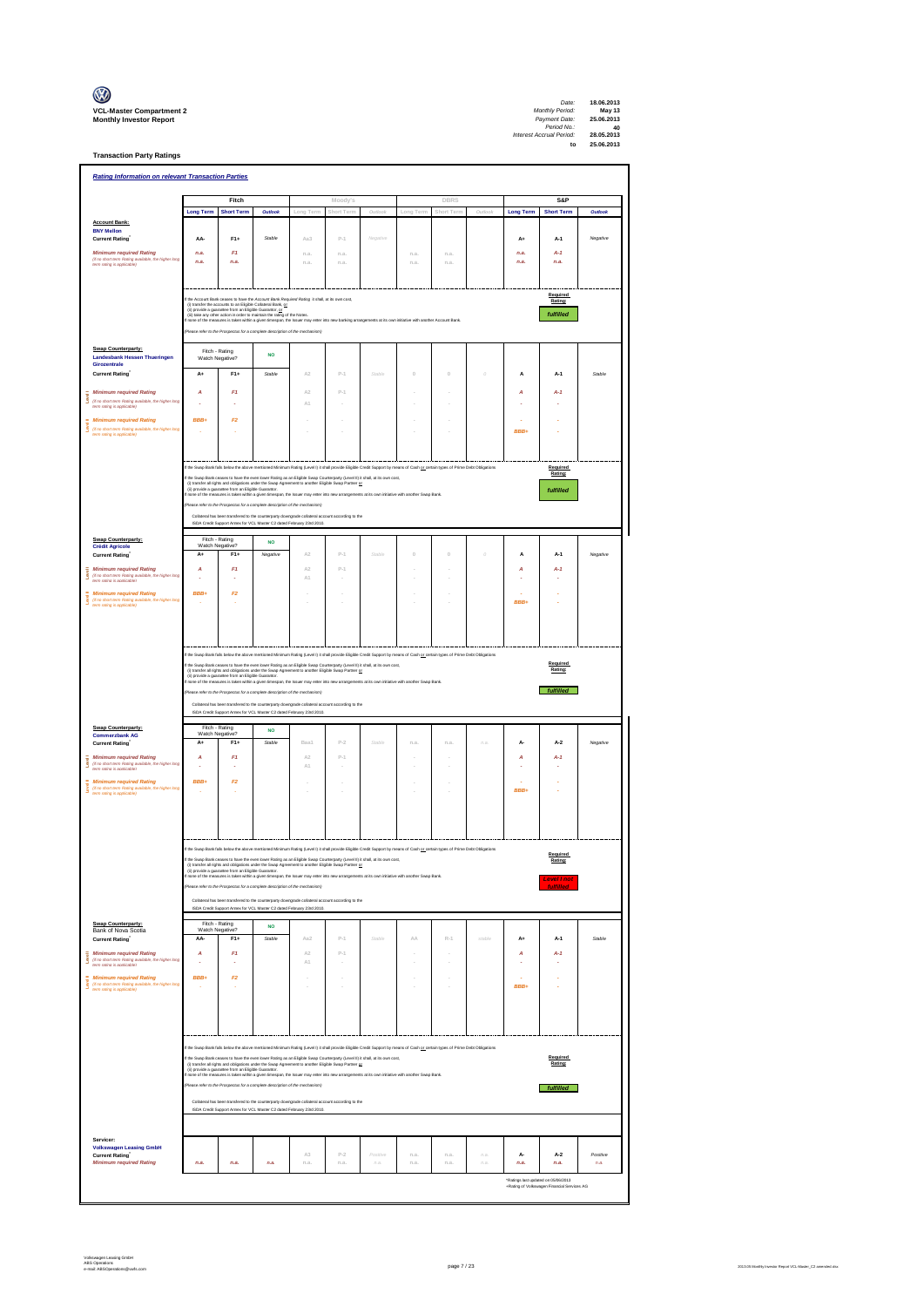**VCL-Master Compartment 2**
**Monthly Investor Report**

| | |
|---|---|
| *Date:* | **18.06.2013** |
| *Monthly Period:* | **May 13** |
| *Payment Date:* | **25.06.2013** |
| *Period No.:* | **40** |
| *Interest Accrual Period:* | **28.05.2013** |
| **to** | **25.06.2013** |

## Transaction Party Ratings

### *Rating Information on relevant Transaction Parties*

| | Fitch | | | Moody's | | | DBRS | | | S&P | | |
|---|---|---|---|---|---|---|---|---|---|---|---|---|
| | Long Term | Short Term | Outlook | Long Term | Short Term | Outlook | Long Term | Short Term | Outlook | Long Term | Short Term | Outlook |
| **Account Bank:** **BNY Mellon** | | | | | | | | | | | | |
| **Current Rating*** | AA- | F1+ | Stable | Aa3 | P-1 | Negative | | | | A+ | A-1 | Negative |
| *Minimum required Rating* (if no short term Rating available, the higher long term rating is applicable) | n.a. | F1 | | n.a. | n.a. | | n.a. | n.a. | | n.a. | A-1 | |
| | n.a. | n.a. | | n.a. | n.a. | | n.a. | n.a. | | n.a. | n.a. | |

If the Account Bank ceases to have the Account Bank Required Rating it shall, at its own cost,
(i) transfer the accounts to an Eligible Collateral Bank, or
(ii) provide a guarantee from an Eligible Guarantor, or
(iii) take any other action in order to maintain the rating of the Notes.
If none of the measures is taken within a given timespan, the Issuer may enter into new banking arrangements at its own initiative with another Account Bank.

(Please refer to the Prospectus for a complete description of the mechanism)

Required Rating: **fulfilled**

| | Fitch | | | Moody's | | | DBRS | | | S&P | | |
|---|---|---|---|---|---|---|---|---|---|---|---|---|
| **Swap Counterparty:** **Landesbank Hessen Thueringen Girozentrale** | Fitch - Rating Watch Negative? | | NO | | | | | | | | | |
| **Current Rating*** | A+ | F1+ | Stable | A2 | P-1 | Stable | 0 | 0 | 0 | A | A-1 | Stable |
| Level I *Minimum required Rating* (if no short term Rating available, the higher long term rating is applicable) | A | F1 | | A2 | P-1 | | - | - | | A | A-1 | |
| | - | - | | A1 | - | | - | - | | - | - | |
| Level II *Minimum required Rating* (if no short term Rating available, the higher long term rating is applicable) | BBB+ | F2 | | - | - | | - | - | | - | - | |
| | - | - | | - | - | | - | - | | BBB+ | - | |

If the Swap Bank falls below the above mentioned Minimum Rating (Level I) it shall provide Eligible Credit Support by means of Cash or certain types of Prime Debt Obligations
If the Swap Bank ceases to have the even lower Rating as an Eligible Swap Counterparty (Level II) it shall, at its own cost,
(i) transfer all rights and obligations under the Swap Agreement to another Eligible Swap Partner or
(ii) provide a guarantee from an Eligible Guarantor.
If none of the measures is taken within a given timespan, the Issuer may enter into new arrangements at its own initiative with another Swap Bank.

(Please refer to the Prospectus for a complete description of the mechanism)

Collateral has been transferred to the counterparty downgrade collateral account according to the ISDA Credit Support Annex for VCL Master C2 dated February 23rd 2010.

Required Rating: **fulfilled**

| | Fitch | | | Moody's | | | DBRS | | | S&P | | |
|---|---|---|---|---|---|---|---|---|---|---|---|---|
| **Swap Counterparty:** **Crédit Agricole** | Fitch - Rating Watch Negative? | | NO | | | | | | | | | |
| **Current Rating*** | A+ | F1+ | Negative | A2 | P-1 | Stable | 0 | 0 | 0 | A | A-1 | Negative |
| Level I *Minimum required Rating* (if no short term Rating available, the higher long term rating is applicable) | A | F1 | | A2 | P-1 | | - | - | | A | A-1 | |
| | - | - | | A1 | - | | - | - | | - | - | |
| Level II *Minimum required Rating* (if no short term Rating available, the higher long term rating is applicable) | BBB+ | F2 | | - | - | | - | - | | - | - | |
| | - | - | | - | - | | - | - | | BBB+ | - | |

If the Swap Bank falls below the above mentioned Minimum Rating (Level I) it shall provide Eligible Credit Support by means of Cash or certain types of Prime Debt Obligations
If the Swap Bank ceases to have the even lower Rating as an Eligible Swap Counterparty (Level II) it shall, at its own cost,
(i) transfer all rights and obligations under the Swap Agreement to another Eligible Swap Partner or
(ii) provide a guarantee from an Eligible Guarantor.
If none of the measures is taken within a given timespan, the Issuer may enter into new arrangements at its own initiative with another Swap Bank.

(Please refer to the Prospectus for a complete description of the mechanism)

Collateral has been transferred to the counterparty downgrade collateral account according to the ISDA Credit Support Annex for VCL Master C2 dated February 23rd 2010.

Required Rating: **fulfilled**

| | Fitch | | | Moody's | | | DBRS | | | S&P | | |
|---|---|---|---|---|---|---|---|---|---|---|---|---|
| **Swap Counterparty:** **Commerzbank AG** | Fitch - Rating Watch Negative? | | NO | | | | | | | | | |
| **Current Rating*** | A+ | F1+ | Stable | Baa1 | P-2 | Stable | n.a. | n.a. | n.a. | A- | A-2 | Negative |
| Level I *Minimum required Rating* (if no short term Rating available, the higher long term rating is applicable) | A | F1 | | A2 | P-1 | | - | - | | A | A-1 | |
| | - | - | | A1 | - | | - | - | | - | - | |
| Level II *Minimum required Rating* (if no short term Rating available, the higher long term rating is applicable) | BBB+ | F2 | | - | - | | - | - | | - | - | |
| | - | - | | - | - | | - | - | | BBB+ | - | |

If the Swap Bank falls below the above mentioned Minimum Rating (Level I) it shall provide Eligible Credit Support by means of Cash or certain types of Prime Debt Obligations
If the Swap Bank ceases to have the even lower Rating as an Eligible Swap Counterparty (Level II) it shall, at its own cost,
(i) transfer all rights and obligations under the Swap Agreement to another Eligible Swap Partner or
(ii) provide a guarantee from an Eligible Guarantor.
If none of the measures is taken within a given timespan, the Issuer may enter into new arrangements at its own initiative with another Swap Bank.

(Please refer to the Prospectus for a complete description of the mechanism)

Collateral has been transferred to the counterparty downgrade collateral account according to the ISDA Credit Support Annex for VCL Master C2 dated February 23rd 2010.

Required Rating: **Level I not fulfilled**

| | Fitch | | | Moody's | | | DBRS | | | S&P | | |
|---|---|---|---|---|---|---|---|---|---|---|---|---|
| **Swap Counterparty:** Bank of Nova Scotia | Fitch - Rating Watch Negative? | | NO | | | | | | | | | |
| **Current Rating*** | AA- | F1+ | Stable | Aa2 | P-1 | Stable | AA | R-1 | stable | A+ | A-1 | Stable |
| Level I *Minimum required Rating* (if no short term Rating available, the higher long term rating is applicable) | A | F1 | | A2 | P-1 | | - | - | | A | A-1 | |
| | - | - | | A1 | - | | - | - | | - | - | |
| Level II *Minimum required Rating* (if no short term Rating available, the higher long term rating is applicable) | BBB+ | F2 | | - | - | | - | - | | - | - | |
| | - | - | | - | - | | - | - | | BBB+ | - | |

If the Swap Bank falls below the above mentioned Minimum Rating (Level I) it shall provide Eligible Credit Support by means of Cash or certain types of Prime Debt Obligations
If the Swap Bank ceases to have the even lower Rating as an Eligible Swap Counterparty (Level II) it shall, at its own cost,
(i) transfer all rights and obligations under the Swap Agreement to another Eligible Swap Partner or
(ii) provide a guarantee from an Eligible Guarantor.
If none of the measures is taken within a given timespan, the Issuer may enter into new arrangements at its own initiative with another Swap Bank.

(Please refer to the Prospectus for a complete description of the mechanism)

Collateral has been transferred to the counterparty downgrade collateral account according to the ISDA Credit Support Annex for VCL Master C2 dated February 23rd 2010.

Required Rating: **fulfilled**

| | Fitch | | | Moody's | | | DBRS | | | S&P | | |
|---|---|---|---|---|---|---|---|---|---|---|---|---|
| **Servicer:** **Volkswagen Leasing GmbH** | | | | | | | | | | | | |
| **Current Rating**+ | | | | A3 | P-2 | Positive | n.a. | n.a. | n.a. | A- | A-2 | Positive |
| *Minimum required Rating* | n.a. | n.a. | n.a. | n.a. | n.a. | n.a. | n.a. | n.a. | n.a. | n.a. | n.a. | n.a. |

*Ratings last updated on 05/06/2013
+Rating of Volkswagen Financial Services AG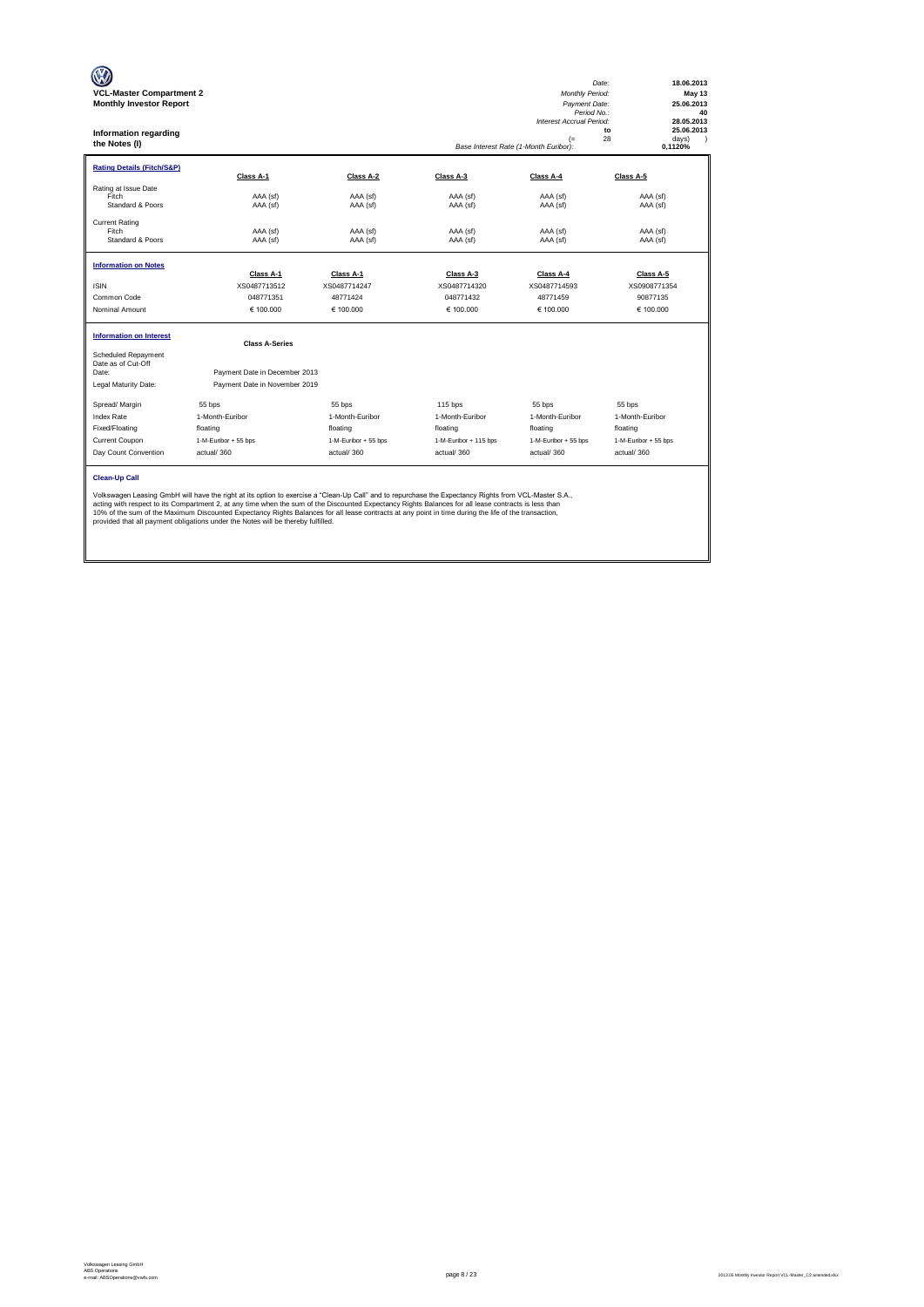**VCL-Master Compartment 2**
**Monthly Investor Report**

| | |
|---|---|
| Date: | 18.06.2013 |
| Monthly Period: | May 13 |
| Payment Date: | 25.06.2013 |
| Period No.: | 40 |
| Interest Accrual Period: | 28.05.2013 to 25.06.2013 (= 28 days) |
| Base Interest Rate (1-Month Euribor): | 0,1120% |

**Information regarding the Notes (I)**

**Rating Details (Fitch/S&P)**

| | Class A-1 | Class A-2 | Class A-3 | Class A-4 | Class A-5 |
|---|---|---|---|---|---|
| Rating at Issue Date | | | | | |
| Fitch | AAA (sf) | AAA (sf) | AAA (sf) | AAA (sf) | AAA (sf) |
| Standard & Poors | AAA (sf) | AAA (sf) | AAA (sf) | AAA (sf) | AAA (sf) |
| Current Rating | | | | | |
| Fitch | AAA (sf) | AAA (sf) | AAA (sf) | AAA (sf) | AAA (sf) |
| Standard & Poors | AAA (sf) | AAA (sf) | AAA (sf) | AAA (sf) | AAA (sf) |

**Information on Notes**

| | Class A-1 | Class A-1 | Class A-3 | Class A-4 | Class A-5 |
|---|---|---|---|---|---|
| ISIN | XS0487713512 | XS0487714247 | XS0487714320 | XS0487714593 | XS0908771354 |
| Common Code | 048771351 | 48771424 | 048771432 | 48771459 | 90877135 |
| Nominal Amount | € 100.000 | € 100.000 | € 100.000 | € 100.000 | € 100.000 |

**Information on Interest**

| | Class A-Series |
|---|---|
| Scheduled Repayment Date as of Cut-Off Date: | Payment Date in December 2013 |
| Legal Maturity Date: | Payment Date in November 2019 |

| | | | | | |
|---|---|---|---|---|---|
| Spread/ Margin | 55 bps | 55 bps | 115 bps | 55 bps | 55 bps |
| Index Rate | 1-Month-Euribor | 1-Month-Euribor | 1-Month-Euribor | 1-Month-Euribor | 1-Month-Euribor |
| Fixed/Floating | floating | floating | floating | floating | floating |
| Current Coupon | 1-M-Euribor + 55 bps | 1-M-Euribor + 55 bps | 1-M-Euribor + 115 bps | 1-M-Euribor + 55 bps | 1-M-Euribor + 55 bps |
| Day Count Convention | actual/ 360 | actual/ 360 | actual/ 360 | actual/ 360 | actual/ 360 |

**Clean-Up Call**

Volkswagen Leasing GmbH will have the right at its option to exercise a "Clean-Up Call" and to repurchase the Expectancy Rights from VCL-Master S.A., acting with respect to its Compartment 2, at any time when the sum of the Discounted Expectancy Rights Balances for all lease contracts is less than 10% of the sum of the Maximum Discounted Expectancy Rights Balances for all lease contracts at any point in time during the life of the transaction, provided that all payment obligations under the Notes will be thereby fulfilled.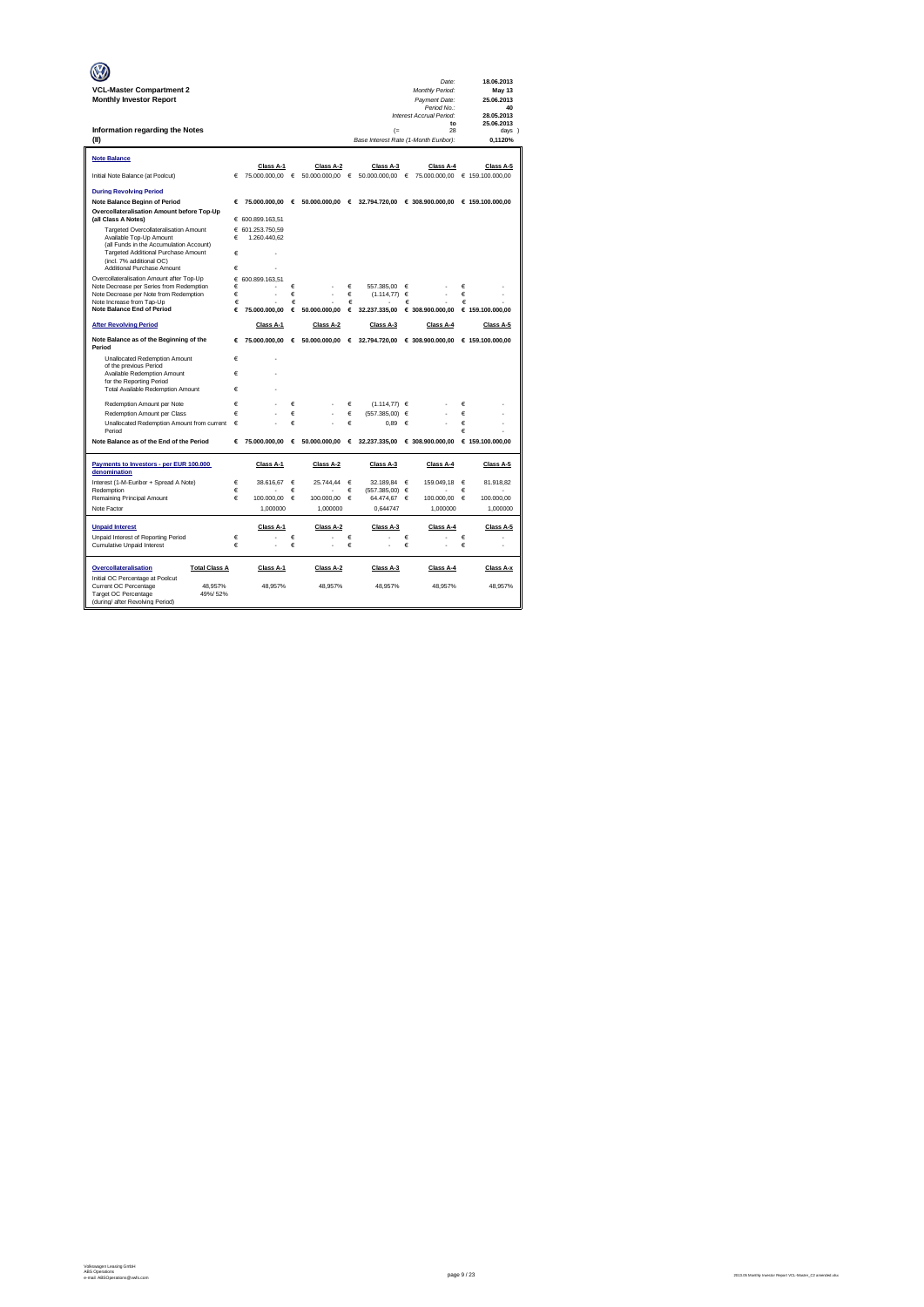**VCL-Master Compartment 2**
**Monthly Investor Report**

| | |
|---|---|
| Date: | 18.06.2013 |
| Monthly Period: | May 13 |
| Payment Date: | 25.06.2013 |
| Period No.: | 40 |
| Interest Accrual Period: | 28.05.2013 |
| to | 25.06.2013 |
| (= 28 | days ) |
| Base Interest Rate (1-Month Euribor): | 0,1120% |

## Information regarding the Notes
## (II)

### Note Balance

| | Class A-1 | Class A-2 | Class A-3 | Class A-4 | Class A-5 |
|---|---|---|---|---|---|
| Initial Note Balance (at Poolcut) | € 75.000.000,00 | € 50.000.000,00 | € 50.000.000,00 | € 75.000.000,00 | € 159.100.000,00 |
| **During Revolving Period** | | | | | |
| **Note Balance Beginn of Period** | € 75.000.000,00 | € 50.000.000,00 | € 32.794.720,00 | € 308.900.000,00 | € 159.100.000,00 |
| **Overcollateralisation Amount before Top-Up (all Class A Notes)** | € 600.899.163,51 | | | | |
| Targeted Overcollateralisation Amount | € 601.253.750,59 | | | | |
| Available Top-Up Amount (all Funds in the Accumulation Account) | € 1.260.440,62 | | | | |
| Targeted Additional Purchase Amount (incl. 7% additional OC) | € - | | | | |
| Additional Purchase Amount | € - | | | | |
| Overcollateralisation Amount after Top-Up | € 600.899.163,51 | | | | |
| Note Decrease per Series from Redemption | € - | € - | € 557.385,00 | € - | € - |
| Note Decrease per Note from Redemption | € - | € - | € (1.114,77) | € - | € - |
| Note Increase from Tap-Up | € - | € - | € - | € - | € - |
| **Note Balance End of Period** | € 75.000.000,00 | € 50.000.000,00 | € 32.237.335,00 | € 308.900.000,00 | € 159.100.000,00 |

| **After Revolving Period** | Class A-1 | Class A-2 | Class A-3 | Class A-4 | Class A-5 |
|---|---|---|---|---|---|
| **Note Balance as of the Beginning of the Period** | € 75.000.000,00 | € 50.000.000,00 | € 32.794.720,00 | € 308.900.000,00 | € 159.100.000,00 |
| Unallocated Redemption Amount of the previous Period | € - | | | | |
| Available Redemption Amount for the Reporting Period | € - | | | | |
| Total Available Redemption Amount | € - | | | | |
| Redemption Amount per Note | € - | € - | € (1.114,77) | € - | € - |
| Redemption Amount per Class | € - | € - | € (557.385,00) | € - | € - |
| Unallocated Redemption Amount from current Period | € - | € - | € 0,89 | € - | € - |
| | | | | | € - |
| **Note Balance as of the End of the Period** | € 75.000.000,00 | € 50.000.000,00 | € 32.237.335,00 | € 308.900.000,00 | € 159.100.000,00 |

### Payments to Investors - per EUR 100.000 denomination

| | Class A-1 | Class A-2 | Class A-3 | Class A-4 | Class A-5 |
|---|---|---|---|---|---|
| Interest (1-M-Euribor + Spread A Note) | € 38.616,67 | € 25.744,44 | € 32.189,84 | € 159.049,18 | € 81.918,82 |
| Redemption | € - | € - | € (557.385,00) | € - | € - |
| Remaining Principal Amount | € 100.000,00 | € 100.000,00 | € 64.474,67 | € 100.000,00 | € 100.000,00 |
| Note Factor | 1,000000 | 1,000000 | 0,644747 | 1,000000 | 1,000000 |

### Unpaid Interest

| | Class A-1 | Class A-2 | Class A-3 | Class A-4 | Class A-5 |
|---|---|---|---|---|---|
| Unpaid Interest of Reporting Period | € - | € - | € - | € - | € - |
| Cumulative Unpaid Interest | € - | € - | € - | € - | € - |

### Overcollateralisation

| | Total Class A | Class A-1 | Class A-2 | Class A-3 | Class A-4 | Class A-x |
|---|---|---|---|---|---|---|
| Initial OC Percentage at Poolcut | | | | | | |
| Current OC Percentage | 48,957% | 48,957% | 48,957% | 48,957% | 48,957% | 48,957% |
| Target OC Percentage (during/ after Revolving Period) | 49%/ 52% | | | | | |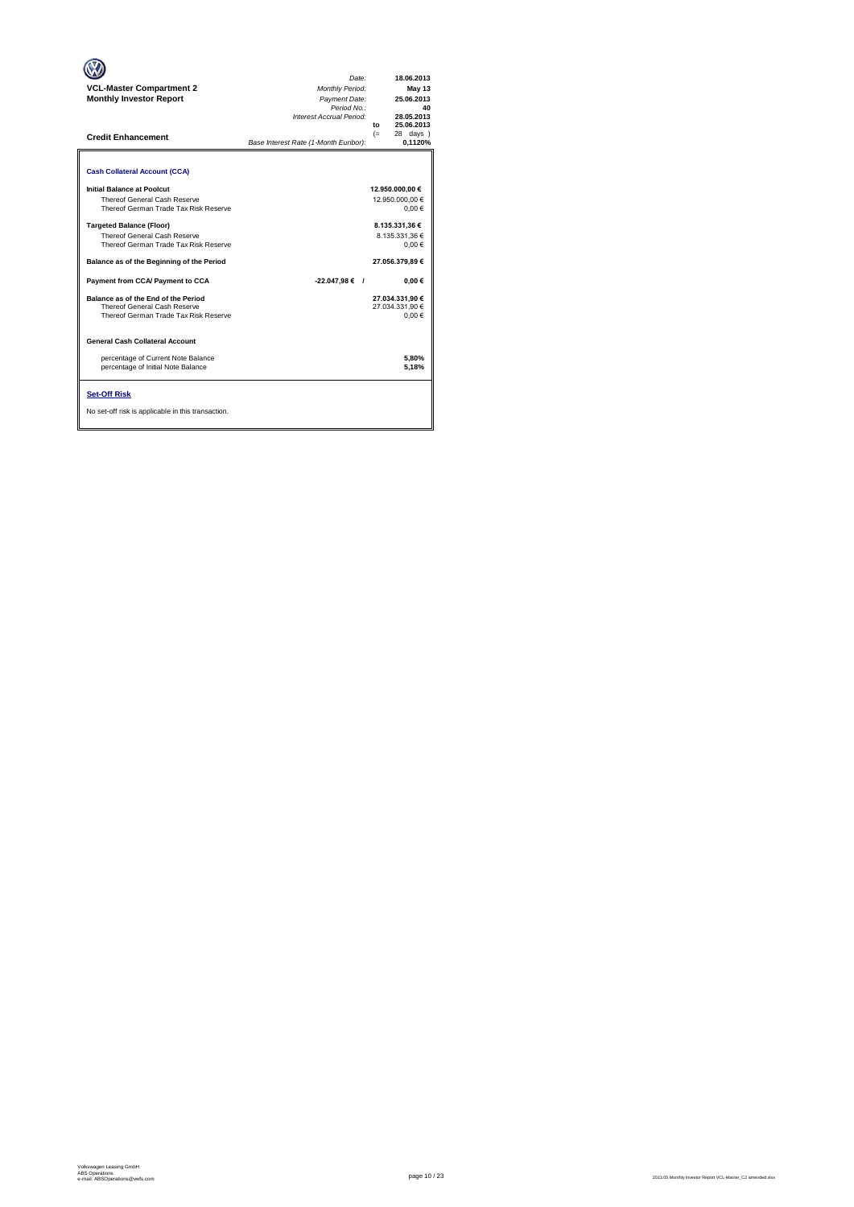**VCL-Master Compartment 2**
**Monthly Investor Report**

| | |
|---|---|
| *Date:* | **18.06.2013** |
| *Monthly Period:* | **May 13** |
| *Payment Date:* | **25.06.2013** |
| *Period No.:* | **40** |
| *Interest Accrual Period:* | **28.05.2013** |
| **to** | **25.06.2013** |
| (= | 28 days ) |
| *Base Interest Rate (1-Month Euribor):* | **0,1120%** |

**Credit Enhancement**

**Cash Collateral Account (CCA)**

| | | |
|---|---|---|
| **Initial Balance at Poolcut** | | **12.950.000,00 €** |
| Thereof General Cash Reserve | | 12.950.000,00 € |
| Thereof German Trade Tax Risk Reserve | | 0,00 € |
| **Targeted Balance (Floor)** | | **8.135.331,36 €** |
| Thereof General Cash Reserve | | 8.135.331,36 € |
| Thereof German Trade Tax Risk Reserve | | 0,00 € |
| **Balance as of the Beginning of the Period** | | **27.056.379,89 €** |
| **Payment from CCA/ Payment to CCA** | **-22.047,98 € /** | **0,00 €** |
| **Balance as of the End of the Period** | | **27.034.331,90 €** |
| Thereof General Cash Reserve | | 27.034.331,90 € |
| Thereof German Trade Tax Risk Reserve | | 0,00 € |

**General Cash Collateral Account**

| | |
|---|---|
| percentage of Current Note Balance | **5,80%** |
| percentage of Initial Note Balance | **5,18%** |

**Set-Off Risk**

No set-off risk is applicable in this transaction.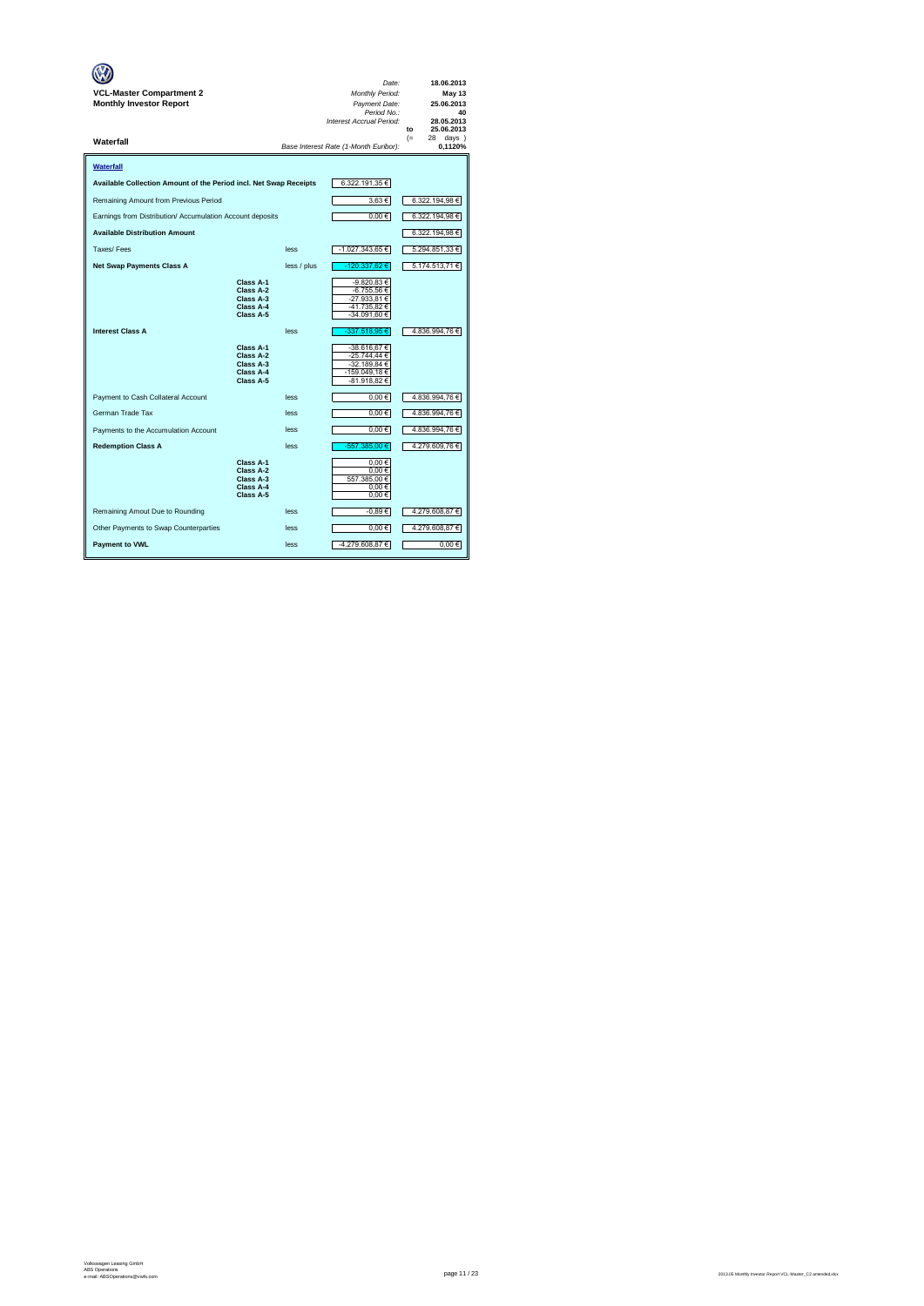**VCL-Master Compartment 2**
**Monthly Investor Report**

| | |
|---|---|
| *Date:* | **18.06.2013** |
| *Monthly Period:* | **May 13** |
| *Payment Date:* | **25.06.2013** |
| *Period No.:* | **40** |
| *Interest Accrual Period:* | **28.05.2013** |
| to | **25.06.2013** |
| (= | 28 days ) |
| *Base Interest Rate (1-Month Euribor):* | **0,1120%** |

**Waterfall**

**Waterfall**

| | | | | |
|---|---|---|---|---|
| **Available Collection Amount of the Period incl. Net Swap Receipts** | | | 6.322.191,35 € | |
| Remaining Amount from Previous Period | | | 3,63 € | 6.322.194,98 € |
| Earnings from Distribution/ Accumulation Account deposits | | | 0,00 € | 6.322.194,98 € |
| **Available Distribution Amount** | | | | 6.322.194,98 € |
| Taxes/ Fees | | less | -1.027.343,65 € | 5.294.851,33 € |
| **Net Swap Payments Class A** | | less / plus | -120.337,62 € | 5.174.513,71 € |
| | **Class A-1** | | -9.820,83 € | |
| | **Class A-2** | | -6.755,56 € | |
| | **Class A-3** | | -27.933,81 € | |
| | **Class A-4** | | -41.735,82 € | |
| | **Class A-5** | | -34.091,60 € | |
| **Interest Class A** | | less | -337.518,95 € | 4.836.994,76 € |
| | **Class A-1** | | -38.616,67 € | |
| | **Class A-2** | | -25.744,44 € | |
| | **Class A-3** | | -32.189,84 € | |
| | **Class A-4** | | -159.049,18 € | |
| | **Class A-5** | | -81.918,82 € | |
| Payment to Cash Collateral Account | | less | 0,00 € | 4.836.994,76 € |
| German Trade Tax | | less | 0,00 € | 4.836.994,76 € |
| Payments to the Accumulation Account | | less | 0,00 € | 4.836.994,76 € |
| **Redemption Class A** | | less | -557.385,00 € | 4.279.609,76 € |
| | **Class A-1** | | 0,00 € | |
| | **Class A-2** | | 0,00 € | |
| | **Class A-3** | | 557.385,00 € | |
| | **Class A-4** | | 0,00 € | |
| | **Class A-5** | | 0,00 € | |
| Remaining Amout Due to Rounding | | less | -0,89 € | 4.279.608,87 € |
| Other Payments to Swap Counterparties | | less | 0,00 € | 4.279.608,87 € |
| **Payment to VWL** | | less | -4.279.608,87 € | 0,00 € |

Volkswagen Leasing GmbH
ABS Operations
e-mail: ABSOperations@vwfs.com

2013.05 Monthly Investor Report VCL-Master_C2 amended.xlsx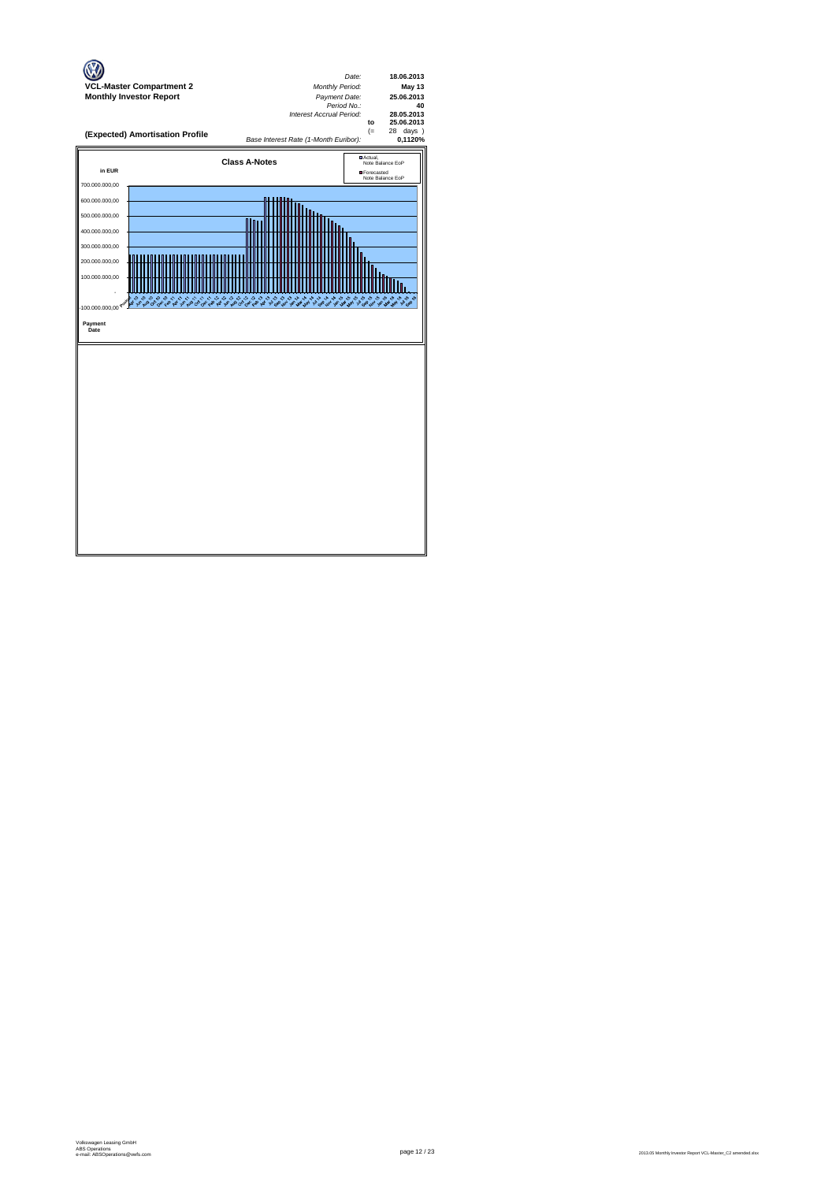**VCL-Master Compartment 2**
**Monthly Investor Report**

| | |
|---|---|
| *Date:* | **18.06.2013** |
| *Monthly Period:* | **May 13** |
| *Payment Date:* | **25.06.2013** |
| *Period No.:* | **40** |
| *Interest Accrual Period:* | **28.05.2013** |
| **to** | **25.06.2013** |
| (= | 28 days ) |
| *Base Interest Rate (1-Month Euribor):* | **0,1120%** |

## (Expected) Amortisation Profile

**Class A-Notes**

in EUR

Actual, Note Balance EoP

Forecasted Note Balance EoP

700.000.000,00
600.000.000,00
500.000.000,00
400.000.000,00
300.000.000,00
200.000.000,00
100.000.000,00
-
-100.000.000,00

**Payment Date**

Volkswagen Leasing GmbH
ABS Operations
e-mail: ABSOperations@vwfs.com

2013.05 Monthly Investor Report VCL-Master_C2 amended.xlsx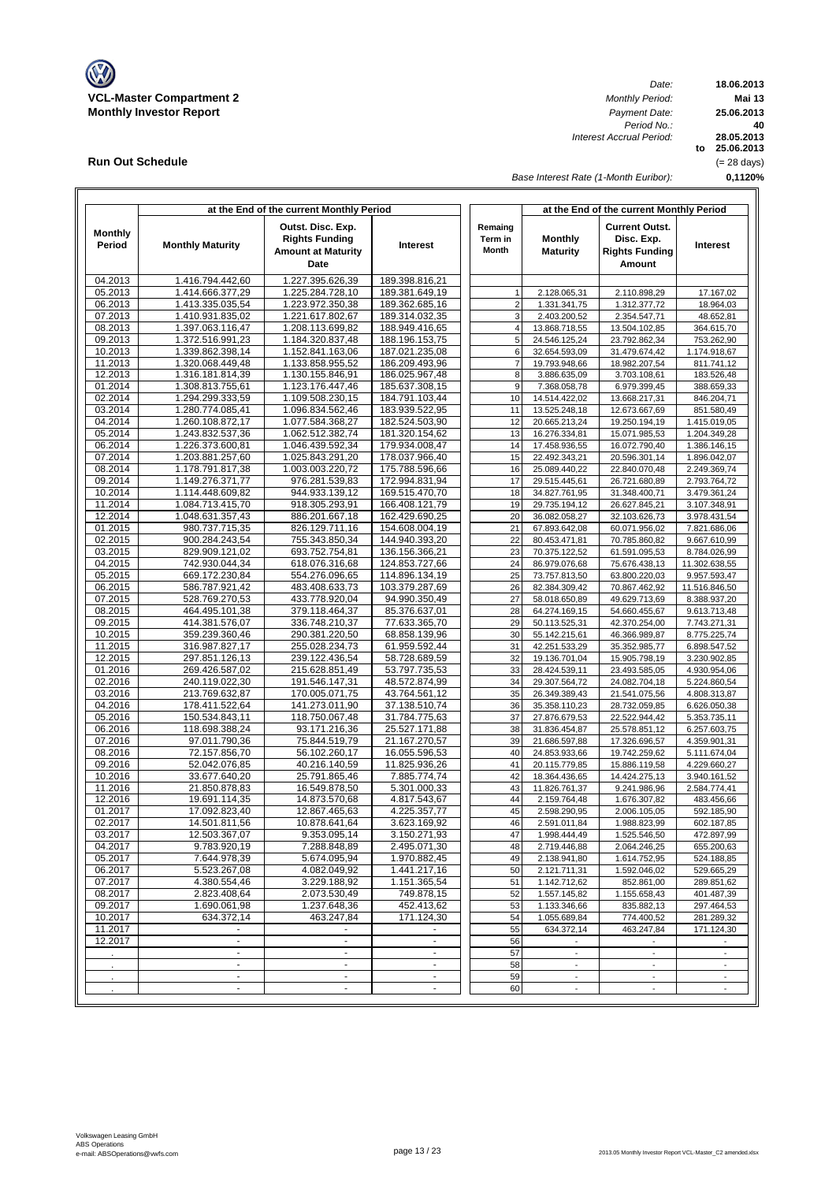**VCL-Master Compartment 2**
**Monthly Investor Report**

| | |
|---|---|
| *Date:* | **18.06.2013** |
| *Monthly Period:* | **Mai 13** |
| *Payment Date:* | **25.06.2013** |
| *Period No.:* | **40** |
| *Interest Accrual Period:* | **28.05.2013** |
| | **to 25.06.2013** |
| | (= 28 days) |
| *Base Interest Rate (1-Month Euribor):* | **0,1120%** |

## Run Out Schedule

| | at the End of the current Monthly Period | | | | at the End of the current Monthly Period | | |
|---|---|---|---|---|---|---|---|
| **Monthly Period** | **Monthly Maturity** | **Outst. Disc. Exp. Rights Funding Amount at Maturity Date** | **Interest** | **Remaing Term in Month** | **Monthly Maturity** | **Current Outst. Disc. Exp. Rights Funding Amount** | **Interest** |
| 04.2013 | 1.416.794.442,60 | 1.227.395.626,39 | 189.398.816,21 | | | | |
| 05.2013 | 1.414.666.377,29 | 1.225.284.728,10 | 189.381.649,19 | 1 | 2.128.065,31 | 2.110.898,29 | 17.167,02 |
| 06.2013 | 1.413.335.035,54 | 1.223.972.350,38 | 189.362.685,16 | 2 | 1.331.341,75 | 1.312.377,72 | 18.964,03 |
| 07.2013 | 1.410.931.835,02 | 1.221.617.802,67 | 189.314.032,35 | 3 | 2.403.200,52 | 2.354.547,71 | 48.652,81 |
| 08.2013 | 1.397.063.116,47 | 1.208.113.699,82 | 188.949.416,65 | 4 | 13.868.718,55 | 13.504.102,85 | 364.615,70 |
| 09.2013 | 1.372.516.991,23 | 1.184.320.837,48 | 188.196.153,75 | 5 | 24.546.125,24 | 23.792.862,34 | 753.262,90 |
| 10.2013 | 1.339.862.398,14 | 1.152.841.163,06 | 187.021.235,08 | 6 | 32.654.593,09 | 31.479.674,42 | 1.174.918,67 |
| 11.2013 | 1.320.068.449,48 | 1.133.858.955,52 | 186.209.493,96 | 7 | 19.793.948,66 | 18.982.207,54 | 811.741,12 |
| 12.2013 | 1.316.181.814,39 | 1.130.155.846,91 | 186.025.967,48 | 8 | 3.886.635,09 | 3.703.108,61 | 183.526,48 |
| 01.2014 | 1.308.813.755,61 | 1.123.176.447,46 | 185.637.308,15 | 9 | 7.368.058,78 | 6.979.399,45 | 388.659,33 |
| 02.2014 | 1.294.299.333,59 | 1.109.508.230,15 | 184.791.103,44 | 10 | 14.514.422,02 | 13.668.217,31 | 846.204,71 |
| 03.2014 | 1.280.774.085,41 | 1.096.834.562,46 | 183.939.522,95 | 11 | 13.525.248,18 | 12.673.667,69 | 851.580,49 |
| 04.2014 | 1.260.108.872,17 | 1.077.584.368,27 | 182.524.503,90 | 12 | 20.665.213,24 | 19.250.194,19 | 1.415.019,05 |
| 05.2014 | 1.243.832.537,36 | 1.062.512.382,74 | 181.320.154,62 | 13 | 16.276.334,81 | 15.071.985,53 | 1.204.349,28 |
| 06.2014 | 1.226.373.600,81 | 1.046.439.592,34 | 179.934.008,47 | 14 | 17.458.936,55 | 16.072.790,40 | 1.386.146,15 |
| 07.2014 | 1.203.881.257,60 | 1.025.843.291,20 | 178.037.966,40 | 15 | 22.492.343,21 | 20.596.301,14 | 1.896.042,07 |
| 08.2014 | 1.178.791.817,38 | 1.003.003.220,72 | 175.788.596,66 | 16 | 25.089.440,22 | 22.840.070,48 | 2.249.369,74 |
| 09.2014 | 1.149.276.371,77 | 976.281.539,83 | 172.994.831,94 | 17 | 29.515.445,61 | 26.721.680,89 | 2.793.764,72 |
| 10.2014 | 1.114.448.609,82 | 944.933.139,12 | 169.515.470,70 | 18 | 34.827.761,95 | 31.348.400,71 | 3.479.361,24 |
| 11.2014 | 1.084.713.415,70 | 918.305.293,91 | 166.408.121,79 | 19 | 29.735.194,12 | 26.627.845,21 | 3.107.348,91 |
| 12.2014 | 1.048.631.357,43 | 886.201.667,18 | 162.429.690,25 | 20 | 36.082.058,27 | 32.103.626,73 | 3.978.431,54 |
| 01.2015 | 980.737.715,35 | 826.129.711,16 | 154.608.004,19 | 21 | 67.893.642,08 | 60.071.956,02 | 7.821.686,06 |
| 02.2015 | 900.284.243,54 | 755.343.850,34 | 144.940.393,20 | 22 | 80.453.471,81 | 70.785.860,82 | 9.667.610,99 |
| 03.2015 | 829.909.121,02 | 693.752.754,81 | 136.156.366,21 | 23 | 70.375.122,52 | 61.591.095,53 | 8.784.026,99 |
| 04.2015 | 742.930.044,34 | 618.076.316,68 | 124.853.727,66 | 24 | 86.979.076,68 | 75.676.438,13 | 11.302.638,55 |
| 05.2015 | 669.172.230,84 | 554.276.096,65 | 114.896.134,19 | 25 | 73.757.813,50 | 63.800.220,03 | 9.957.593,47 |
| 06.2015 | 586.787.921,42 | 483.408.633,73 | 103.379.287,69 | 26 | 82.384.309,42 | 70.867.462,92 | 11.516.846,50 |
| 07.2015 | 528.769.270,53 | 433.778.920,04 | 94.990.350,49 | 27 | 58.018.650,89 | 49.629.713,69 | 8.388.937,20 |
| 08.2015 | 464.495.101,38 | 379.118.464,37 | 85.376.637,01 | 28 | 64.274.169,15 | 54.660.455,67 | 9.613.713,48 |
| 09.2015 | 414.381.576,07 | 336.748.210,37 | 77.633.365,70 | 29 | 50.113.525,31 | 42.370.254,00 | 7.743.271,31 |
| 10.2015 | 359.239.360,46 | 290.381.220,50 | 68.858.139,96 | 30 | 55.142.215,61 | 46.366.989,87 | 8.775.225,74 |
| 11.2015 | 316.987.827,17 | 255.028.234,73 | 61.959.592,44 | 31 | 42.251.533,29 | 35.352.985,77 | 6.898.547,52 |
| 12.2015 | 297.851.126,13 | 239.122.436,54 | 58.728.689,59 | 32 | 19.136.701,04 | 15.905.798,19 | 3.230.902,85 |
| 01.2016 | 269.426.587,02 | 215.628.851,49 | 53.797.735,53 | 33 | 28.424.539,11 | 23.493.585,05 | 4.930.954,06 |
| 02.2016 | 240.119.022,30 | 191.546.147,31 | 48.572.874,99 | 34 | 29.307.564,72 | 24.082.704,18 | 5.224.860,54 |
| 03.2016 | 213.769.632,87 | 170.005.071,75 | 43.764.561,12 | 35 | 26.349.389,43 | 21.541.075,56 | 4.808.313,87 |
| 04.2016 | 178.411.522,64 | 141.273.011,90 | 37.138.510,74 | 36 | 35.358.110,23 | 28.732.059,85 | 6.626.050,38 |
| 05.2016 | 150.534.843,11 | 118.750.067,48 | 31.784.775,63 | 37 | 27.876.679,53 | 22.522.944,42 | 5.353.735,11 |
| 06.2016 | 118.698.388,24 | 93.171.216,36 | 25.527.171,88 | 38 | 31.836.454,87 | 25.578.851,12 | 6.257.603,75 |
| 07.2016 | 97.011.790,36 | 75.844.519,79 | 21.167.270,57 | 39 | 21.686.597,88 | 17.326.696,57 | 4.359.901,31 |
| 08.2016 | 72.157.856,70 | 56.102.260,17 | 16.055.596,53 | 40 | 24.853.933,66 | 19.742.259,62 | 5.111.674,04 |
| 09.2016 | 52.042.076,85 | 40.216.140,59 | 11.825.936,26 | 41 | 20.115.779,85 | 15.886.119,58 | 4.229.660,27 |
| 10.2016 | 33.677.640,20 | 25.791.865,46 | 7.885.774,74 | 42 | 18.364.436,65 | 14.424.275,13 | 3.940.161,52 |
| 11.2016 | 21.850.878,83 | 16.549.878,50 | 5.301.000,33 | 43 | 11.826.761,37 | 9.241.986,96 | 2.584.774,41 |
| 12.2016 | 19.691.114,35 | 14.873.570,68 | 4.817.543,67 | 44 | 2.159.764,48 | 1.676.307,82 | 483.456,66 |
| 01.2017 | 17.092.823,40 | 12.867.465,63 | 4.225.357,77 | 45 | 2.598.290,95 | 2.006.105,05 | 592.185,90 |
| 02.2017 | 14.501.811,56 | 10.878.641,64 | 3.623.169,92 | 46 | 2.591.011,84 | 1.988.823,99 | 602.187,85 |
| 03.2017 | 12.503.367,07 | 9.353.095,14 | 3.150.271,93 | 47 | 1.998.444,49 | 1.525.546,50 | 472.897,99 |
| 04.2017 | 9.783.920,19 | 7.288.848,89 | 2.495.071,30 | 48 | 2.719.446,88 | 2.064.246,25 | 655.200,63 |
| 05.2017 | 7.644.978,39 | 5.674.095,94 | 1.970.882,45 | 49 | 2.138.941,80 | 1.614.752,95 | 524.188,85 |
| 06.2017 | 5.523.267,08 | 4.082.049,92 | 1.441.217,16 | 50 | 2.121.711,31 | 1.592.046,02 | 529.665,29 |
| 07.2017 | 4.380.554,46 | 3.229.188,92 | 1.151.365,54 | 51 | 1.142.712,62 | 852.861,00 | 289.851,62 |
| 08.2017 | 2.823.408,64 | 2.073.530,49 | 749.878,15 | 52 | 1.557.145,82 | 1.155.658,43 | 401.487,39 |
| 09.2017 | 1.690.061,98 | 1.237.648,36 | 452.413,62 | 53 | 1.133.346,66 | 835.882,13 | 297.464,53 |
| 10.2017 | 634.372,14 | 463.247,84 | 171.124,30 | 54 | 1.055.689,84 | 774.400,52 | 281.289,32 |
| 11.2017 | - | - | - | 55 | 634.372,14 | 463.247,84 | 171.124,30 |
| 12.2017 | - | - | - | 56 | - | - | - |
| . | - | - | - | 57 | - | - | - |
| . | - | - | - | 58 | - | - | - |
| . | - | - | - | 59 | - | - | - |
| . | - | - | - | 60 | - | - | - |

Volkswagen Leasing GmbH
ABS Operations
e-mail: ABSOperations@vwfs.com

2013.05 Monthly Investor Report VCL-Master_C2 amended.xlsx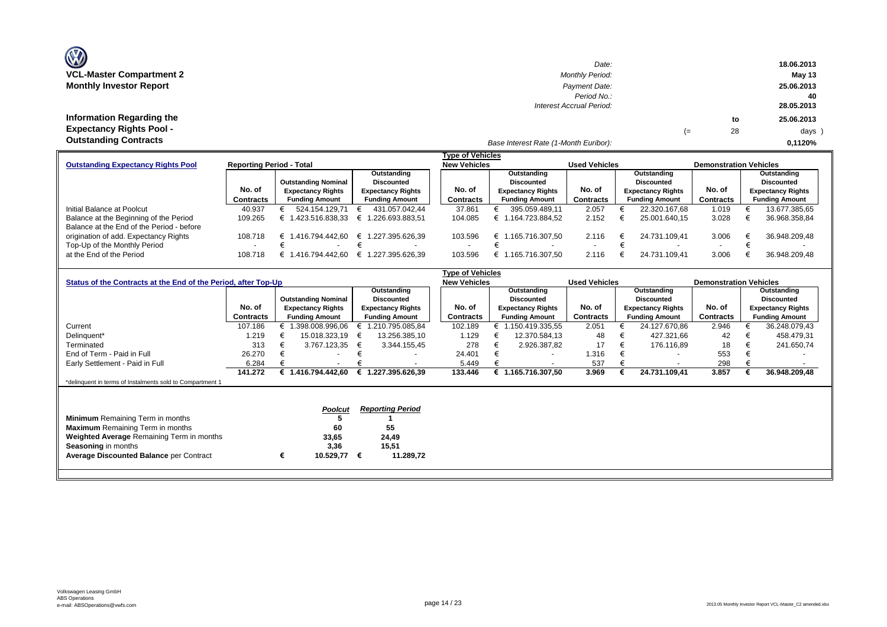**VCL-Master Compartment 2**
**Monthly Investor Report**

| | |
|---|---|
| Date: | 18.06.2013 |
| Monthly Period: | May 13 |
| Payment Date: | 25.06.2013 |
| Period No.: | 40 |
| Interest Accrual Period: | 28.05.2013 to 25.06.2013 (= 28 days ) |
| Base Interest Rate (1-Month Euribor): | 0,1120% |

## Information Regarding the Expectancy Rights Pool - Outstanding Contracts

| Outstanding Expectancy Rights Pool | Reporting Period - Total | | | Type of Vehicles: New Vehicles | | Used Vehicles | | Demonstration Vehicles | |
|---|---|---|---|---|---|---|---|---|---|
| | No. of Contracts | Outstanding Nominal Expectancy Rights Funding Amount | Outstanding Discounted Expectancy Rights Funding Amount | No. of Contracts | Outstanding Discounted Expectancy Rights Funding Amount | No. of Contracts | Outstanding Discounted Expectancy Rights Funding Amount | No. of Contracts | Outstanding Discounted Expectancy Rights Funding Amount |
| Initial Balance at Poolcut | 40.937 | € 524.154.129,71 | € 431.057.042,44 | 37.861 | € 395.059.489,11 | 2.057 | € 22.320.167,68 | 1.019 | € 13.677.385,65 |
| Balance at the Beginning of the Period | 109.265 | € 1.423.516.838,33 | € 1.226.693.883,51 | 104.085 | € 1.164.723.884,52 | 2.152 | € 25.001.640,15 | 3.028 | € 36.968.358,84 |
| Balance at the End of the Period - before origination of add. Expectancy Rights | 108.718 | € 1.416.794.442,60 | € 1.227.395.626,39 | 103.596 | € 1.165.716.307,50 | 2.116 | € 24.731.109,41 | 3.006 | € 36.948.209,48 |
| Top-Up of the Monthly Period | - | € - | € - | - | € - | - | € - | - | € - |
| at the End of the Period | 108.718 | € 1.416.794.442,60 | € 1.227.395.626,39 | 103.596 | € 1.165.716.307,50 | 2.116 | € 24.731.109,41 | 3.006 | € 36.948.209,48 |

| Status of the Contracts at the End of the Period, after Top-Up | | | | Type of Vehicles: New Vehicles | | Used Vehicles | | Demonstration Vehicles | |
|---|---|---|---|---|---|---|---|---|---|
| | No. of Contracts | Outstanding Nominal Expectancy Rights Funding Amount | Outstanding Discounted Expectancy Rights Funding Amount | No. of Contracts | Outstanding Discounted Expectancy Rights Funding Amount | No. of Contracts | Outstanding Discounted Expectancy Rights Funding Amount | No. of Contracts | Outstanding Discounted Expectancy Rights Funding Amount |
| Current | 107.186 | € 1.398.008.996,06 | € 1.210.795.085,84 | 102.189 | € 1.150.419.335,55 | 2.051 | € 24.127.670,86 | 2.946 | € 36.248.079,43 |
| Delinquent* | 1.219 | € 15.018.323,19 | € 13.256.385,10 | 1.129 | € 12.370.584,13 | 48 | € 427.321,66 | 42 | € 458.479,31 |
| Terminated | 313 | € 3.767.123,35 | € 3.344.155,45 | 278 | € 2.926.387,82 | 17 | € 176.116,89 | 18 | € 241.650,74 |
| End of Term - Paid in Full | 26.270 | € - | € - | 24.401 | € - | 1.316 | € - | 553 | € - |
| Early Settlement - Paid in Full | 6.284 | € - | € - | 5.449 | € - | 537 | € - | 298 | € - |
| | **141.272** | **€ 1.416.794.442,60** | **€ 1.227.395.626,39** | **133.446** | **€ 1.165.716.307,50** | **3.969** | **€ 24.731.109,41** | **3.857** | **€ 36.948.209,48** |

*delinquent in terms of Instalments sold to Compartment 1

| | *Poolcut* | *Reporting Period* |
|---|---|---|
| **Minimum** Remaining Term in months | 5 | 1 |
| **Maximum** Remaining Term in months | 60 | 55 |
| **Weighted Average** Remaining Term in months | 33,65 | 24,49 |
| **Seasoning** in months | 3,36 | 15,51 |
| **Average Discounted Balance** per Contract | € 10.529,77 | € 11.289,72 |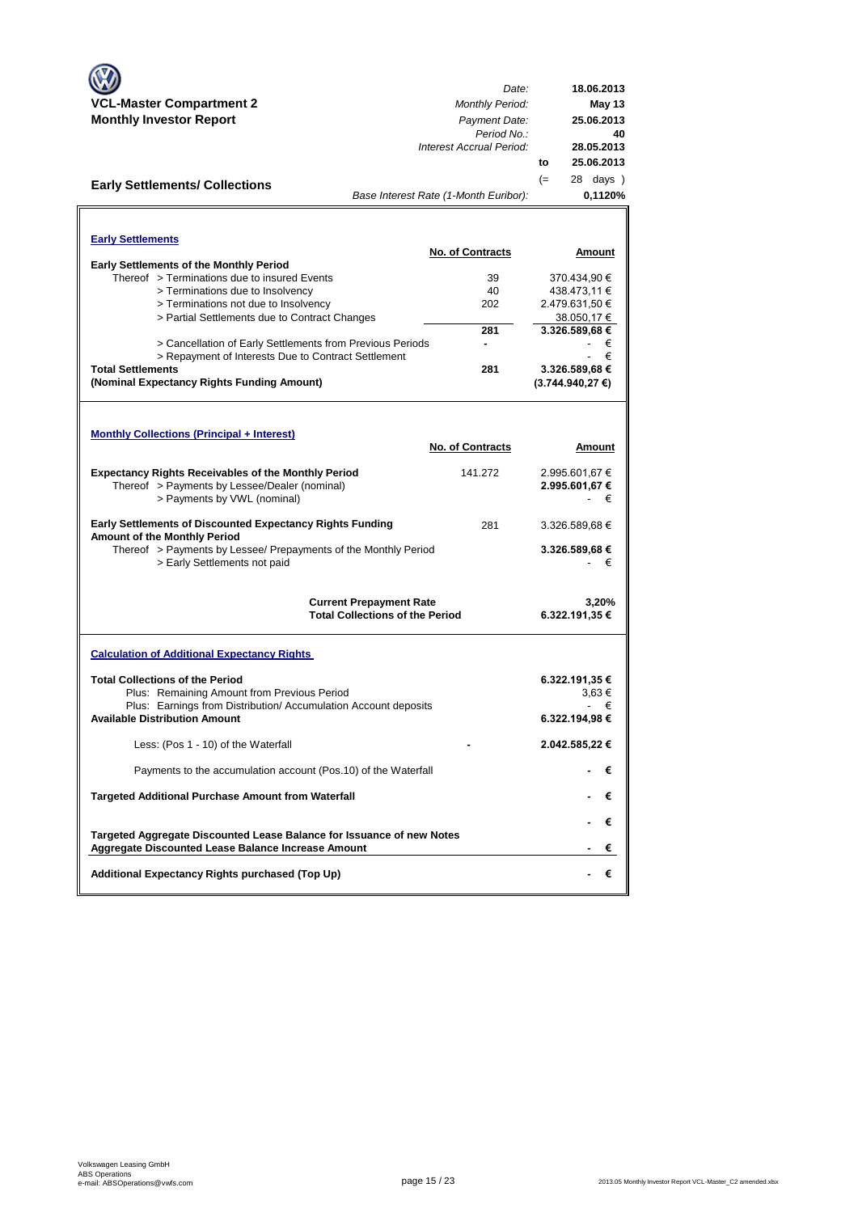**VCL-Master Compartment 2**
**Monthly Investor Report**

| | |
|---|---|
| *Date:* | **18.06.2013** |
| *Monthly Period:* | **May 13** |
| *Payment Date:* | **25.06.2013** |
| *Period No.:* | **40** |
| *Interest Accrual Period:* | **28.05.2013** |
| **to** | **25.06.2013** |
| (= | 28 days ) |
| *Base Interest Rate (1-Month Euribor):* | **0,1120%** |

## Early Settlements/ Collections

### Early Settlements

| | No. of Contracts | Amount |
|---|---|---|
| **Early Settlements of the Monthly Period** | | |
| Thereof > Terminations due to insured Events | 39 | 370.434,90 € |
| > Terminations due to Insolvency | 40 | 438.473,11 € |
| > Terminations not due to Insolvency | 202 | 2.479.631,50 € |
| > Partial Settlements due to Contract Changes | | 38.050,17 € |
| | **281** | **3.326.589,68 €** |
| > Cancellation of Early Settlements from Previous Periods | - | - € |
| > Repayment of Interests Due to Contract Settlement | | - € |
| **Total Settlements** | **281** | **3.326.589,68 €** |
| **(Nominal Expectancy Rights Funding Amount)** | | **(3.744.940,27 €)** |

### Monthly Collections (Principal + Interest)

| | No. of Contracts | Amount |
|---|---|---|
| **Expectancy Rights Receivables of the Monthly Period** | 141.272 | 2.995.601,67 € |
| Thereof > Payments by Lessee/Dealer (nominal) | | **2.995.601,67 €** |
| > Payments by VWL (nominal) | | - € |
| **Early Settlements of Discounted Expectancy Rights Funding Amount of the Monthly Period** | 281 | 3.326.589,68 € |
| Thereof > Payments by Lessee/ Prepayments of the Monthly Period | | **3.326.589,68 €** |
| > Early Settlements not paid | | - € |
| **Current Prepayment Rate** | | **3,20%** |
| **Total Collections of the Period** | | **6.322.191,35 €** |

### Calculation of Additional Expectancy Rights

| | | |
|---|---|---|
| **Total Collections of the Period** | | **6.322.191,35 €** |
| Plus: Remaining Amount from Previous Period | | 3,63 € |
| Plus: Earnings from Distribution/ Accumulation Account deposits | | - € |
| **Available Distribution Amount** | | **6.322.194,98 €** |
| Less: (Pos 1 - 10) of the Waterfall | - | **2.042.585,22 €** |
| Payments to the accumulation account (Pos.10) of the Waterfall | | **- €** |
| **Targeted Additional Purchase Amount from Waterfall** | | **- €** |
| | | **- €** |
| **Targeted Aggregate Discounted Lease Balance for Issuance of new Notes** | | |
| **Aggregate Discounted Lease Balance Increase Amount** | | **- €** |
| **Additional Expectancy Rights purchased (Top Up)** | | **- €** |

Volkswagen Leasing GmbH
ABS Operations
e-mail: ABSOperations@vwfs.com

2013.05 Monthly Investor Report VCL-Master_C2 amended.xlsx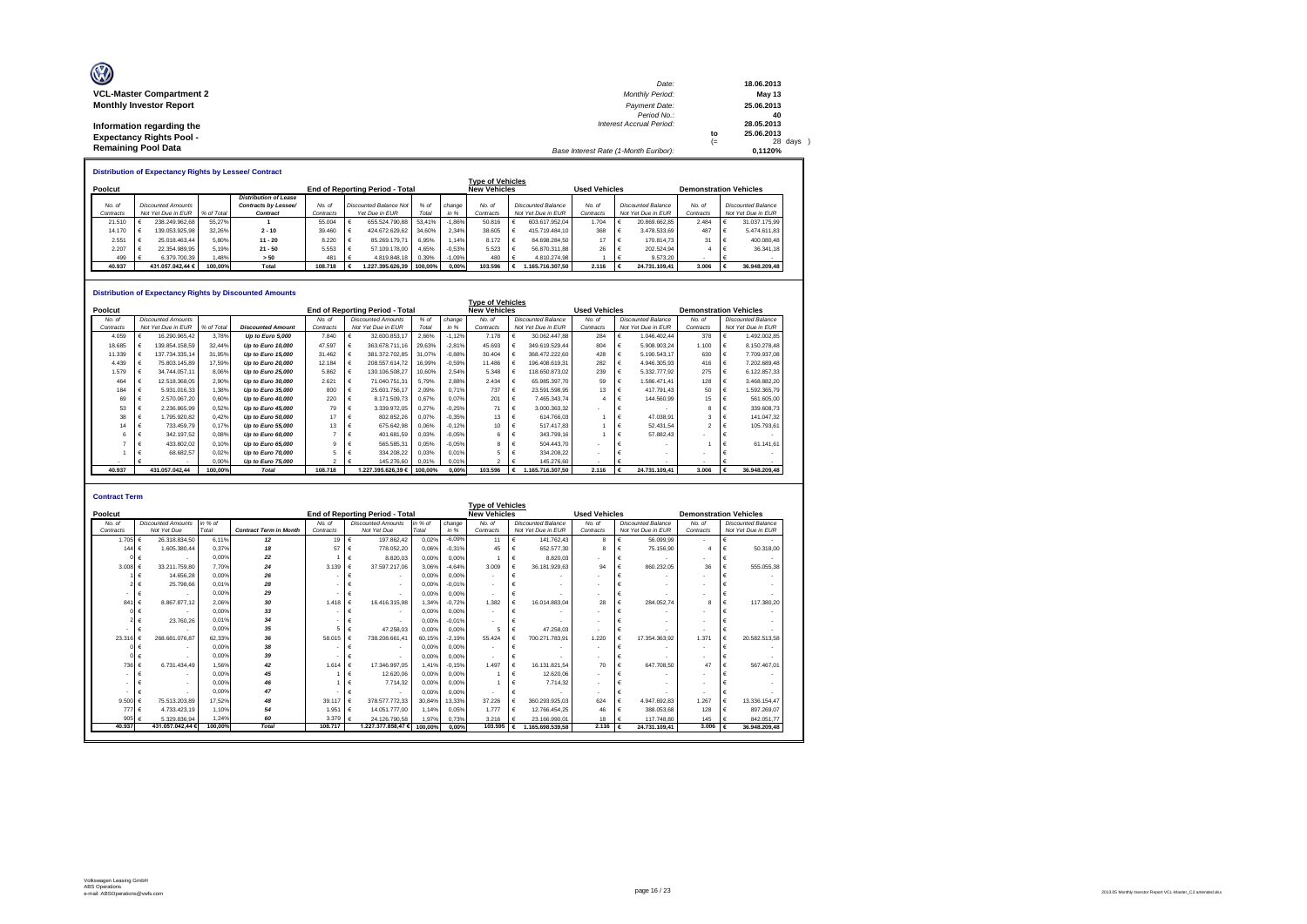**VCL-Master Compartment 2**
**Monthly Investor Report**

**Information regarding the Expectancy Rights Pool - Remaining Pool Data**

| | |
|---|---|
| Date: | 18.06.2013 |
| Monthly Period: | May 13 |
| Payment Date: | 25.06.2013 |
| Period No.: | 40 |
| Interest Accrual Period: | 28.05.2013 to 25.06.2013 (= 28 days ) |
| Base Interest Rate (1-Month Euribor): | 0,1120% |

## Distribution of Expectancy Rights by Lessee/ Contract

| Poolcut | | | | End of Reporting Period - Total | | | | Type of Vehicles New Vehicles | | Used Vehicles | | Demonstration Vehicles | |
|---|---|---|---|---|---|---|---|---|---|---|---|---|---|
| No. of Contracts | Discounted Amounts Not Yet Due in EUR | % of Total | Distribution of Lease Contracts by Lessee/ Contract | No. of Contracts | Discounted Balance Not Yet Due in EUR | % of Total | change in % | No. of Contracts | Discounted Balance Not Yet Due in EUR | No. of Contracts | Discounted Balance Not Yet Due in EUR | No. of Contracts | Discounted Balance Not Yet Due in EUR |
| 21.510 | € 238.249.962,68 | 55,27% | 1 | 55.004 | € 655.524.790,88 | 53,41% | -1,86% | 50.816 | € 603.617.952,04 | 1.704 | € 20.869.662,85 | 2.484 | € 31.037.175,99 |
| 14.170 | € 139.053.925,98 | 32,26% | 2 - 10 | 39.460 | € 424.672.629,62 | 34,60% | 2,34% | 38.605 | € 415.719.484,10 | 368 | € 3.478.533,69 | 487 | € 5.474.611,83 |
| 2.551 | € 25.018.463,44 | 5,80% | 11 - 20 | 8.220 | € 85.269.179,71 | 6,95% | 1,14% | 8.172 | € 84.698.284,50 | 17 | € 170.814,73 | 31 | € 400.080,48 |
| 2.207 | € 22.354.989,95 | 5,19% | 21 - 50 | 5.553 | € 57.109.178,00 | 4,65% | -0,53% | 5.523 | € 56.870.311,88 | 26 | € 202.524,94 | 4 | € 36.341,18 |
| 499 | € 6.379.700,39 | 1,48% | > 50 | 481 | € 4.819.848,18 | 0,39% | -1,09% | 480 | € 4.810.274,98 | 1 | € 9.573,20 | - | € - |
| 40.937 | 431.057.042,44 € | 100,00% | Total | 108.718 | € 1.227.395.626,39 | 100,00% | 0,00% | 103.596 | € 1.165.716.307,50 | 2.116 | € 24.731.109,41 | 3.006 | € 36.948.209,48 |

## Distribution of Expectancy Rights by Discounted Amounts

| Poolcut | | | | End of Reporting Period - Total | | | | Type of Vehicles New Vehicles | | Used Vehicles | | Demonstration Vehicles | |
|---|---|---|---|---|---|---|---|---|---|---|---|---|---|
| No. of Contracts | Discounted Amounts Not Yet Due in EUR | % of Total | Discounted Amount | No. of Contracts | Discounted Amounts Not Yet Due in EUR | % of Total | change in % | No. of Contracts | Discounted Balance Not Yet Due in EUR | No. of Contracts | Discounted Balance Not Yet Due in EUR | No. of Contracts | Discounted Balance Not Yet Due in EUR |
| 4.059 | € 16.290.965,42 | 3,78% | Up to Euro 5,000 | 7.840 | € 32.600.853,17 | 2,66% | -1,12% | 7.178 | € 30.062.447,88 | 284 | € 1.046.402,44 | 378 | € 1.492.002,85 |
| 18.685 | € 139.854.158,59 | 32,44% | Up to Euro 10,000 | 47.597 | € 363.678.711,16 | 29,63% | -2,81% | 45.693 | € 349.619.529,44 | 804 | € 5.908.903,24 | 1.100 | € 8.150.278,48 |
| 11.339 | € 137.734.335,14 | 31,95% | Up to Euro 15,000 | 31.462 | € 381.372.702,85 | 31,07% | -0,88% | 30.404 | € 368.472.222,60 | 428 | € 5.190.543,17 | 630 | € 7.709.937,08 |
| 4.439 | € 75.803.145,89 | 17,59% | Up to Euro 20,000 | 12.184 | € 208.557.614,72 | 16,99% | -0,59% | 11.486 | € 196.408.619,31 | 282 | € 4.946.305,93 | 416 | € 7.202.689,48 |
| 1.579 | € 34.744.057,11 | 8,06% | Up to Euro 25,000 | 5.862 | € 130.106.508,27 | 10,60% | 2,54% | 5.348 | € 118.650.873,02 | 239 | € 5.332.777,92 | 275 | € 6.122.857,33 |
| 464 | € 12.518.368,05 | 2,90% | Up to Euro 30,000 | 2.621 | € 71.040.751,31 | 5,79% | 2,88% | 2.434 | € 65.985.397,70 | 59 | € 1.586.471,41 | 128 | € 3.468.882,20 |
| 184 | € 5.931.016,33 | 1,38% | Up to Euro 35,000 | 800 | € 25.601.756,17 | 2,09% | 0,71% | 737 | € 23.591.598,95 | 13 | € 417.791,43 | 50 | € 1.592.365,79 |
| 69 | € 2.570.067,20 | 0,60% | Up to Euro 40,000 | 220 | € 8.171.509,73 | 0,67% | 0,07% | 201 | € 7.465.343,74 | 4 | € 144.560,99 | 15 | € 561.605,00 |
| 53 | € 2.236.865,99 | 0,52% | Up to Euro 45,000 | 79 | € 3.339.972,05 | 0,27% | -0,25% | 71 | € 3.000.363,32 | - | € - | 8 | € 339.608,73 |
| 38 | € 1.795.920,82 | 0,42% | Up to Euro 50,000 | 17 | € 802.852,26 | 0,07% | -0,35% | 13 | € 614.766,03 | 1 | € 47.038,91 | 3 | € 141.047,32 |
| 14 | € 733.459,79 | 0,17% | Up to Euro 55,000 | 13 | € 675.642,98 | 0,06% | -0,12% | 10 | € 517.417,83 | 1 | € 52.431,54 | 2 | € 105.793,61 |
| 6 | € 342.197,52 | 0,08% | Up to Euro 60,000 | 7 | € 401.681,59 | 0,03% | -0,05% | 6 | € 343.799,16 | 1 | € 57.882,43 | - | € - |
| 7 | € 433.802,02 | 0,10% | Up to Euro 65,000 | 9 | € 565.585,31 | 0,05% | -0,05% | 8 | € 504.443,70 | - | € - | 1 | € 61.141,61 |
| 1 | € 68.682,57 | 0,02% | Up to Euro 70,000 | 5 | € 334.208,22 | 0,03% | 0,01% | 5 | € 334.208,22 | - | € - | - | € - |
| - | € - | 0,00% | Up to Euro 75,000 | 2 | € 145.276,60 | 0,01% | 0,01% | 2 | € 145.276,60 | - | € - | - | € - |
| 40.937 | 431.057.042,44 | 100,00% | Total | 108.718 | 1.227.395.626,39 € | 100,00% | 0,00% | 103.596 | € 1.165.716.307,50 | 2.116 | € 24.731.109,41 | 3.006 | € 36.948.209,48 |

## Contract Term

| Poolcut | | | | End of Reporting Period - Total | | | | Type of Vehicles New Vehicles | | Used Vehicles | | Demonstration Vehicles | |
|---|---|---|---|---|---|---|---|---|---|---|---|---|---|
| No. of Contracts | Discounted Amounts Not Yet Due | in % of Total | Contract Term in Month | No. of Contracts | Discounted Amounts Not Yet Due | in % of Total | change in % | No. of Contracts | Discounted Balance Not Yet Due in EUR | No. of Contracts | Discounted Balance Not Yet Due in EUR | No. of Contracts | Discounted Balance Not Yet Due in EUR |
| 1.705 | € 26.318.834,50 | 6,11% | 12 | 19 | € 197.862,42 | 0,02% | -6,09% | 11 | € 141.762,43 | 8 | € 56.099,99 | - | € - |
| 144 | € 1.605.380,44 | 0,37% | 18 | 57 | € 778.052,20 | 0,06% | -0,31% | 45 | € 652.577,30 | 8 | € 75.156,90 | 4 | € 50.318,00 |
| 0 | € - | 0,00% | 22 | 1 | € 8.820,03 | 0,00% | 0,00% | 1 | € 8.820,03 | - | € - | - | € - |
| 3.008 | € 33.211.759,80 | 7,70% | 24 | 3.139 | € 37.597.217,06 | 3,06% | -4,64% | 3.009 | € 36.181.929,63 | 94 | € 860.232,05 | 36 | € 555.055,38 |
| 1 | € 14.656,28 | 0,00% | 26 | - | € - | 0,00% | 0,00% | - | € - | - | € - | - | € - |
| 2 | € 25.798,66 | 0,01% | 28 | - | € - | 0,00% | -0,01% | - | € - | - | € - | - | € - |
| - | € - | 0,00% | 29 | - | € - | 0,00% | 0,00% | - | € - | - | € - | - | € - |
| 841 | € 8.867.877,12 | 2,06% | 30 | 1.418 | € 16.416.315,98 | 1,34% | -0,72% | 1.382 | € 16.014.883,04 | 28 | € 284.052,74 | 8 | € 117.380,20 |
| 0 | € - | 0,00% | 33 | - | € - | 0,00% | 0,00% | - | € - | - | € - | - | € - |
| 2 | € 23.760,26 | 0,01% | 34 | - | € - | 0,00% | -0,01% | - | € - | - | € - | - | € - |
| - | € - | 0,00% | 35 | 5 | € 47.258,03 | 0,00% | 0,00% | 5 | € 47.258,03 | - | € - | - | € - |
| 23.316 | € 268.681.076,87 | 62,33% | 36 | 58.015 | € 738.208.661,41 | 60,15% | -2,19% | 55.424 | € 700.271.783,91 | 1.220 | € 17.354.363,92 | 1.371 | € 20.582.513,58 |
| 0 | € - | 0,00% | 38 | - | € - | 0,00% | 0,00% | - | € - | - | € - | - | € - |
| 0 | € - | 0,00% | 39 | - | € - | 0,00% | 0,00% | - | € - | - | € - | - | € - |
| 736 | € 6.731.434,49 | 1,56% | 42 | 1.614 | € 17.346.997,05 | 1,41% | -0,15% | 1.497 | € 16.131.821,54 | 70 | € 647.708,50 | 47 | € 567.467,01 |
| - | € - | 0,00% | 45 | 1 | € 12.620,06 | 0,00% | 0,00% | 1 | € 12.620,06 | - | € - | - | € - |
| - | € - | 0,00% | 46 | 1 | € 7.714,32 | 0,00% | 0,00% | 1 | € 7.714,32 | - | € - | - | € - |
| - | € - | 0,00% | 47 | - | € - | 0,00% | 0,00% | - | € - | - | € - | - | € - |
| 9.500 | € 75.513.203,89 | 17,52% | 48 | 39.117 | € 378.577.772,33 | 30,84% | 13,33% | 37.226 | € 360.293.925,03 | 624 | € 4.947.692,83 | 1.267 | € 13.336.154,47 |
| 777 | € 4.733.423,19 | 1,10% | 54 | 1.951 | € 14.051.777,00 | 1,14% | 0,05% | 1.777 | € 12.766.454,25 | 46 | € 388.053,68 | 128 | € 897.269,07 |
| 905 | € 5.329.836,94 | 1,24% | 60 | 3.379 | € 24.126.790,58 | 1,97% | 0,73% | 3.216 | € 23.166.990,01 | 18 | € 117.748,80 | 145 | € 842.051,77 |
| 40.937 | 431.057.042,44 € | 100,00% | Total | 108.717 | 1.227.377.858,47 € | 100,00% | 0,00% | 103.595 | € 1.165.698.539,58 | 2.116 | € 24.731.109,41 | 3.006 | € 36.948.209,48 |

Volkswagen Leasing GmbH
ABS Operations
e-mail: ABSOperations@vwfs.com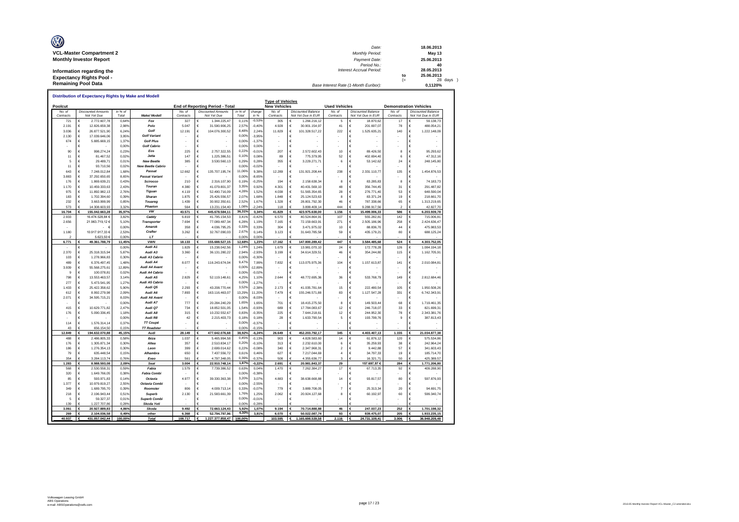**VCL-Master Compartment 2**
**Monthly Investor Report**

**Information regarding the Expectancy Rights Pool - Remaining Pool Data**

| | | |
|---|---|---|
| Date: | | 18.06.2013 |
| Monthly Period: | | May 13 |
| Payment Date: | | 25.06.2013 |
| Period No.: | | 40 |
| Interest Accrual Period: | | 28.05.2013 |
| | to | 25.06.2013 |
| | (= | 28 days ) |
| Base Interest Rate (1-Month Euribor): | | 0,1120% |

**Distribution of Expectancy Rights by Make and Modell**

| Poolcut | | | | End of Reporting Period - Total | | | | Type of Vehicles: New Vehicles | | Used Vehicles | | Demonstration Vehicles | |
|---|---|---|---|---|---|---|---|---|---|---|---|---|---|
| No. of Contracts | Discounted Amounts Not Yet Due | in % of Total | Make/ Modell | No. of Contracts | Discounted Amounts Not Yet Due | in % of Total | change in % | No. of Contracts | Discounted Balance Not Yet Due in EUR | No. of Contracts | Discounted Balance Not Yet Due in EUR | No. of Contracts | Discounted Balance Not Yet Due in EUR |
| 721 | € 2.772.607,78 | 0,64% | Fox | 327 | € 1.344.225,47 | 0,11% | -0,53% | 305 | € 1.266.216,12 | 5 | € 18.870,62 | 17 | € 59.138,73 |
| 2.191 | € 12.826.659,38 | 2,98% | Polo | 5.047 | € 31.590.906,25 | 2,57% | -0,40% | 4.928 | € 30.901.154,97 | 41 | € 201.697,07 | 78 | € 488.054,21 |
| 3.036 | € 26.877.521,90 | 6,24% | Golf | 12.191 | € 104.076.300,52 | 8,48% | 2,24% | 11.829 | € 101.328.517,22 | 222 | € 1.525.635,21 | 140 | € 1.222.148,09 |
| 2.130 | € 17.039.646,06 | 3,95% | Golf Variant | - | € - | 0,00% | -3,95% | - | € - | - | € - | - | € - |
| 674 | € 5.885.669,15 | 1,37% | Golf Plus | - | € - | 0,00% | -1,37% | - | € - | - | € - | - | € - |
| - | € - | 0,00% | Golf Cabrio | - | € - | 0,00% | 0,00% | - | € - | - | € - | - | € - |
| 90 | € 998.274,24 | 0,23% | Eos | 225 | € 2.757.322,55 | 0,22% | -0,01% | 207 | € 2.572.602,43 | 10 | € 89.426,50 | 8 | € 95.293,62 |
| 11 | € 81.467,52 | 0,02% | Jetta | 147 | € 1.225.386,51 | 0,10% | 0,08% | 89 | € 775.379,95 | 52 | € 402.694,40 | 6 | € 47.312,16 |
| 5 | € 29.489,71 | 0,01% | New Beetle | 385 | € 3.530.560,13 | 0,29% | 0,28% | 355 | € 3.229.271,71 | 6 | € 53.142,62 | 24 | € 248.145,80 |
| 11 | € 93.710,56 | 0,02% | New Beetle Cabrio | - | € - | 0,00% | -0,02% | - | € - | - | € - | - | € - |
| 643 | € 7.248.012,84 | 1,68% | Passat | 12.662 | € 135.707.195,74 | 11,06% | 9,38% | 12.289 | € 131.921.208,44 | 238 | € 2.331.110,77 | 135 | € 1.454.876,53 |
| 3.883 | € 37.292.650,65 | 8,65% | Passat Variant | - | € - | 0,00% | -8,65% | - | € - | - | € - | - | € - |
| 176 | € 1.869.639,21 | 0,43% | Scirocco | 210 | € 2.316.107,90 | 0,19% | -0,25% | 194 | € 2.158.638,34 | 8 | € 83.285,83 | 8 | € 74.183,73 |
| 1.170 | € 10.459.333,63 | 2,43% | Touran | 4.380 | € 41.079.801,37 | 3,35% | 0,92% | 4.301 | € 40.431.569,10 | 48 | € 356.744,45 | 31 | € 291.487,82 |
| 975 | € 11.892.982,13 | 2,76% | Tiguan | 4.119 | € 52.490.716,09 | 4,28% | 1,52% | 4.038 | € 51.565.354,65 | 28 | € 276.771,40 | 53 | € 648.590,04 |
| 183 | € 1.702.394,60 | 0,39% | Sharan | 1.875 | € 25.426.556,57 | 2,07% | 1,68% | 1.848 | € 25.124.523,63 | 8 | € 83.371,24 | 19 | € 218.661,70 |
| 232 | € 3.663.999,99 | 0,85% | Touareg | 1.439 | € 30.902.350,61 | 2,52% | 1,67% | 1.328 | € 28.801.792,30 | 46 | € 787.338,66 | 65 | € 1.313.219,65 |
| 573 | € 14.308.603,93 | 3,32% | Phaeton | 564 | € 13.231.154,40 | 1,08% | -2,24% | 118 | € 3.899.409,14 | 444 | € 9.288.917,56 | 2 | € 42.827,70 |
| **16.704** | **€ 155.042.663,28** | **35,97%** | **VW** | **43.571** | **€ 445.678.584,11** | **36,31%** | **0,34%** | **41.829** | **€ 423.975.638,00** | **1.156** | **€ 15.499.006,33** | **586** | **€ 6.203.939,78** |
| 2.933 | 16.474.528,84 € | 3,82% | Caddy | 6.819 | € 41.795.154,53 | 3,41% | -0,42% | 6.570 | € 40.524.864,91 | 107 | € 555.282,81 | 142 | € 715.006,81 |
| 2.656 | 21.963.719,12 € | 5,10% | Transporter | 7.694 | € 77.089.487,34 | 6,28% | 1,19% | 7.165 | € 72.159.663,91 | 271 | € 2.505.186,96 | 258 | € 2.424.636,47 |
| - | € | 0,00% | Amarok | 358 | € 4.036.795,25 | 0,33% | 0,33% | 304 | € 3.471.975,02 | 10 | € 88.836,70 | 44 | € 475.983,53 |
| 1.180 | 10.917.917,33 € | 2,53% | Crafter | 3.262 | € 32.767.090,03 | 2,67% | 0,14% | 3.123 | € 31.643.785,58 | 59 | € 435.179,21 | 80 | € 688.125,24 |
| 2 | 5.623,50 € | 0,00% | LT | - | € - | 0,00% | 0,00% | - | € - | - | € - | - | € - |
| **6.771** | **€ 49.361.788,79** | **11,45%** | **VWN** | **18.133** | **€ 155.688.527,15** | **12,68%** | **1,23%** | **17.162** | **€ 147.800.289,42** | **447** | **€ 3.584.485,68** | **524** | **€ 4.303.752,05** |
| - | € - | 0,00% | Audi A1 | 1.829 | € 15.238.042,56 | 1,24% | 1,24% | 1.679 | € 13.981.070,10 | 24 | € 172.778,28 | 126 | € 1.084.194,18 |
| 2.370 | € 25.318.315,94 | 5,87% | Audi A3 | 3.360 | € 36.131.280,22 | 2,94% | -2,93% | 3.199 | € 34.614.329,51 | 46 | € 354.244,80 | 115 | € 1.162.705,91 |
| 103 | € 1.278.966,83 | 0,30% | Audi A3 Cabrio | - | € - | 0,00% | -0,30% | - | € - | - | € - | - | € - |
| 489 | € 6.376.497,45 | 1,48% | Audi A4 | 8.077 | € 116.243.674,04 | 9,47% | 7,99% | 7.832 | € 113.075.975,36 | 104 | € 1.157.613,87 | 141 | € 2.010.084,81 |
| 3.939 | € 55.568.275,61 | 12,89% | Audi A4 Avant | - | € - | 0,00% | -12,89% | - | € - | - | € - | - | € - |
| 9 | € 100.078,81 | 0,02% | Audi A4 Cabrio | - | € - | 0,00% | -0,02% | - | € - | - | € - | - | € - |
| 798 | € 13.553.463,57 | 3,14% | Audi A5 | 2.829 | € 52.119.148,61 | 4,25% | 1,10% | 2.644 | € 48.772.695,36 | 36 | € 533.768,79 | 149 | € 2.812.684,46 |
| 277 | € 5.473.541,95 | 1,27% | Audi A5 Cabrio | - | € - | 0,00% | -1,27% | - | € - | - | € - | - | € - |
| 1.433 | € 25.422.358,62 | 5,90% | Audi Q5 | 2.293 | € 43.208.770,44 | 3,52% | -2,38% | 2.173 | € 41.035.781,64 | 15 | € 222.480,54 | 105 | € 1.950.508,26 |
| 612 | € 8.992.279,98 | 2,09% | Audi A6 | 7.893 | € 163.116.463,07 | 13,29% | 11,20% | 7.479 | € 155.246.571,88 | 83 | € 1.127.547,28 | 331 | € 6.742.343,91 |
| 2.071 | € 34.595.715,21 | 8,03% | Audi A6 Avant | - | € - | 0,00% | -8,03% | - | € - | - | € - | - | € - |
| - | € - | 0,00% | Audi A7 | 777 | € 20.284.240,29 | 1,65% | 1,65% | 701 | € 18.415.275,50 | 8 | € 149.503,44 | 68 | € 1.719.461,35 |
| 415 | € 10.629.771,82 | 2,47% | Audi Q7 | 734 | € 18.852.501,05 | 1,54% | -0,93% | 689 | € 17.784.083,67 | 12 | € 246.718,07 | 33 | € 821.699,31 |
| 176 | € 5.090.336,45 | 1,18% | Audi A8 | 315 | € 10.232.552,67 | 0,83% | -0,35% | 225 | € 7.644.218,61 | 12 | € 244.952,30 | 78 | € 2.343.381,76 |
| - | € - | 0,00% | Audi R8 | 42 | € 2.215.403,73 | 0,18% | 0,18% | 28 | € 1.633.790,54 | 5 | € 193.799,76 | 9 | € 387.813,43 |
| 114 | € 1.576.314,14 | 0,37% | TT Coupé | - | € - | 0,00% | -0,37% | - | € - | - | € - | - | € - |
| 43 | € 656.154,50 | 0,15% | TT Roadster | - | € - | 0,00% | -0,15% | - | € - | - | € - | - | € - |
| **12.849** | **€ 194.632.070,88** | **45,15%** | **Audi** | **28.149** | **€ 477.642.076,68** | **38,92%** | **-6,24%** | **26.649** | **€ 452.203.792,17** | **345** | **€ 4.403.407,13** | **1.155** | **€ 21.034.877,38** |
| 488 | € 2.486.805,33 | 0,58% | Ibiza | 1.037 | € 5.465.994,58 | 0,45% | -0,13% | 903 | € 4.828.583,60 | 14 | € 61.876,12 | 120 | € 575.534,86 |
| 176 | € 1.305.871,34 | 0,30% | Altea | 357 | € 2.510.834,17 | 0,20% | -0,10% | 313 | € 2.232.610,00 | 6 | € 35.259,93 | 38 | € 242.964,24 |
| 186 | € 1.276.354,13 | 0,30% | Leon | 399 | € 2.699.014,62 | 0,22% | -0,08% | 340 | € 2.347.968,31 | 2 | € 9.442,88 | 57 | € 341.603,43 |
| 79 | € 635.448,54 | 0,15% | Alhambra | 650 | € 7.437.556,72 | 0,61% | 0,46% | 627 | € 7.217.044,69 | 4 | € 34.797,33 | 19 | € 185.714,70 |
| 354 | € 3.284.113,74 | 0,76% | Exeo | 561 | € 4.797.348,05 | 0,39% | -0,37% | 508 | € 4.355.636,77 | 3 | € 16.321,71 | 50 | € 425.389,57 |
| **1.283** | **€ 8.988.593,08** | **2,09%** | **Seat** | **3.004** | **€ 22.910.748,14** | **1,87%** | **-0,22%** | **2.691** | **€ 20.981.843,37** | **29** | **157.697,97 €** | **284** | **€ 1.771.206,80** |
| 568 | € 2.530.558,31 | 0,59% | Fabia | 1.579 | € 7.739.386,52 | 0,63% | 0,04% | 1.470 | € 7.262.384,27 | 17 | € 67.713,35 | 92 | € 409.288,90 |
| 320 | € 1.649.766,05 | 0,38% | Fabia Combi | - | € - | 0,00% | -0,38% | - | € - | - | € - | - | € - |
| 85 | € 593.971,83 | 0,14% | Octavia | 4.977 | € 39.330.363,38 | 3,20% | 3,07% | 4.883 | € 38.638.668,88 | 14 | € 93.817,57 | 80 | € 597.876,93 |
| 1.377 | € 10.979.819,27 | 2,55% | Octavia Combi | - | € - | 0,00% | -2,55% | - | € - | - | € - | - | € - |
| 349 | € 1.689.795,70 | 0,39% | Roomster | 806 | € 4.009.713,14 | 0,33% | -0,07% | 779 | € 3.889.708,05 | 7 | € 25.313,34 | 20 | € 94.691,75 |
| 218 | € 2.196.943,44 | 0,51% | Superb | 2.130 | € 21.583.661,39 | 1,76% | 1,25% | 2.062 | € 20.924.127,68 | 8 | € 60.192,97 | 60 | € 599.340,74 |
| 5 | € 59.327,37 | 0,01% | Superb Combi | - | € - | 0,00% | -0,01% | - | € - | - | € - | - | € - |
| 139 | € 1.227.707,86 | 0,28% | Skoda Yeti | - | € - | 0,00% | -0,28% | - | € - | - | € - | - | € - |
| **3.061** | **€ 20.927.889,83** | **4,86%** | **Skoda** | **9.492** | **€ 72.663.124,43** | **5,92%** | **1,07%** | **9.194** | **€ 70.714.888,88** | **46** | **€ 247.037,23** | **252** | **€ 1.701.198,32** |
| **269** | **€ 2.104.036,58** | **0,49%** | **other** | **6.368** | **€ 52.794.797,96** | **4,30%** | **3,81%** | **6.070** | **€ 50.022.087,74** | **93** | **€ 839.475,07** | **205** | **€ 1.933.235,15** |
| **40.937** | **€ 431.057.042,44** | **100,00%** | **Total** | **108.717** | **€ 1.227.377.858,47** | **100,00%** | | **103.595** | **€ 1.165.698.539,58** | **2.116** | **€ 24.731.109,41** | **3.006** | **€ 36.948.209,48** |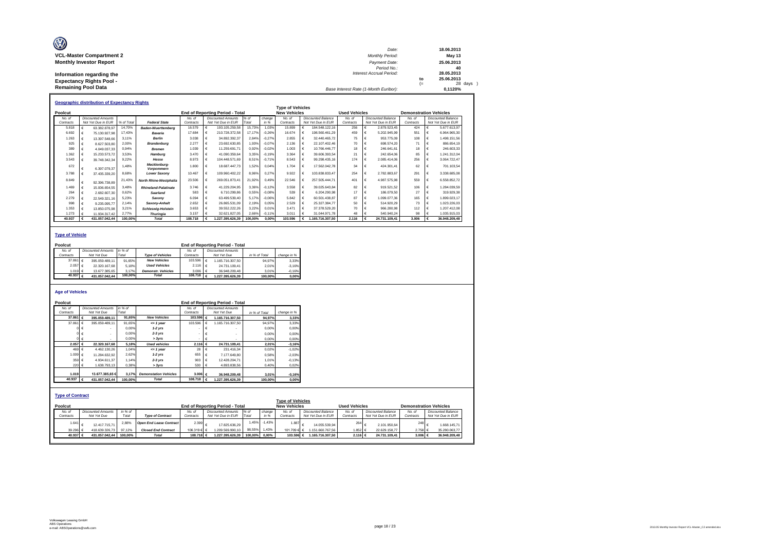**VCL-Master Compartment 2**
**Monthly Investor Report**

**Information regarding the Expectancy Rights Pool - Remaining Pool Data**

| | | |
|---|---|---|
| Date: | | 18.06.2013 |
| Monthly Period: | | May 13 |
| Payment Date: | | 25.06.2013 |
| Period No.: | | 40 |
| Interest Accrual Period: | | 28.05.2013 |
| | to | 25.06.2013 |
| | (= | 28 days ) |
| Base Interest Rate (1-Month Euribor): | | 0,1120% |

## Geographic distribution of Expectancy Rights

| Poolcut | | | | End of Reporting Period - Total | | | | Type of Vehicles New Vehicles | | Used Vehicles | | Demonstration Vehicles | |
|---|---|---|---|---|---|---|---|---|---|---|---|---|---|
| No. of Contracts | Discounted Amounts Not Yet Due in EUR | % of Total | Federal State | No. of Contracts | Discounted Amounts Not Yet Due in EUR | % of Total | change in % | No. of Contracts | Discounted Balance Not Yet Due in EUR | No. of Contracts | Discounted Balance Not Yet Due in EUR | No. of Contracts | Discounted Balance Not Yet Due in EUR |
| 5.818 | € 63.382.878,97 | 14,70% | Baden-Wuerttemberg | 16.579 | € 193.105.259,58 | 15,73% | 1,03% | 15.899 | € 184.548.122,16 | 256 | € 2.879.523,45 | 424 | € 5.677.613,97 |
| 6.692 | € 75.130.927,98 | 17,43% | Bavaria | 17.684 | € 210.728.372,58 | 17,17% | -0,26% | 16.674 | € 198.560.461,29 | 459 | € 5.202.945,99 | 551 | € 6.964.965,30 |
| 1.263 | € 13.397.548,66 | 3,11% | Berlin | 3.038 | € 34.892.392,37 | 2,84% | -0,27% | 2.855 | € 32.440.465,72 | 75 | € 953.775,09 | 108 | € 1.498.151,56 |
| 925 | € 8.627.503,80 | 2,00% | Brandenburg | 2.277 | € 23.692.630,85 | 1,93% | -0,07% | 2.136 | € 22.107.402,46 | 70 | € 698.574,20 | 71 | € 886.654,19 |
| 389 | € 4.049.037,33 | 0,94% | Bremen | 1.039 | € 11.259.691,71 | 0,92% | -0,02% | 1.003 | € 10.766.446,77 | 18 | € 246.641,61 | 18 | € 246.603,33 |
| 1.362 | € 15.233.573,72 | 3,53% | Hamburg | 3.470 | € 41.090.359,64 | 3,35% | -0,19% | 3.364 | € 39.606.393,54 | 21 | € 242.654,06 | 85 | € 1.241.312,04 |
| 3.543 | € 39.748.342,34 | 9,22% | Hesse | 8.973 | € 104.448.571,69 | 8,51% | -0,71% | 8.543 | € 99.298.435,16 | 174 | € 2.085.414,06 | 256 | € 3.064.722,47 |
| 672 | € 6.397.079,37 | 1,48% | Mecklenburg-Vorpommern | 1.800 | € 18.687.447,73 | 1,52% | 0,04% | 1.704 | € 17.562.042,78 | 34 | € 424.301,41 | 62 | € 701.103,54 |
| 3.788 | € 37.435.339,20 | 8,68% | Lower Saxony | 10.467 | € 109.960.402,22 | 8,96% | 0,27% | 9.922 | € 103.838.833,47 | 254 | € 2.782.883,67 | 291 | € 3.338.685,08 |
| 8.849 | € 92.396.738,89 | 21,43% | North Rhine-Westphalia | 23.506 | € 269.051.873,41 | 21,92% | 0,49% | 22.546 | € 257.505.444,71 | 401 | € 4.987.575,98 | 559 | € 6.558.852,72 |
| 1.469 | € 15.006.654,55 | 3,48% | Rhineland-Palatinate | 3.746 | € 41.229.204,95 | 3,36% | -0,12% | 3.558 | € 39.025.643,84 | 82 | € 919.521,52 | 106 | € 1.284.039,59 |
| 264 | € 2.682.607,30 | 0,62% | Saarland | 583 | € 6.710.299,86 | 0,55% | -0,08% | 539 | € 6.204.290,98 | 17 | € 186.079,50 | 27 | € 319.929,38 |
| 2.279 | € 22.549.321,16 | 5,23% | Saxony | 6.094 | € 63.499.539,40 | 5,17% | -0,06% | 5.842 | € 60.501.438,87 | 87 | € 1.099.077,36 | 165 | € 1.899.023,17 |
| 998 | € 9.235.095,77 | 2,14% | Saxony-Anhalt | 2.652 | € 26.865.531,09 | 2,19% | 0,05% | 2.529 | € 25.327.384,77 | 50 | € 514.920,29 | 73 | € 1.023.226,03 |
| 1.353 | € 13.850.075,98 | 3,21% | Schleswig-Holstein | 3.653 | € 39.552.222,26 | 3,22% | 0,01% | 3.471 | € 37.378.529,20 | 70 | € 966.280,98 | 112 | € 1.207.412,08 |
| 1.273 | € 11.934.317,42 | 2,77% | Thuringia | 3.157 | € 32.621.827,05 | 2,66% | -0,11% | 3.011 | € 31.044.971,78 | 48 | € 540.940,24 | 98 | € 1.035.915,03 |
| 40.937 | € 431.057.042,44 | 100,00% | Total | 108.718 | € 1.227.395.626,39 | 100,00% | 0,00% | 103.596 | € 1.165.716.307,50 | 2.116 | € 24.731.109,41 | 3.006 | € 36.948.209,48 |

## Type of Vehicle

| Poolcut | | | | End of Reporting Period - Total | | | |
|---|---|---|---|---|---|---|---|
| No. of Contracts | Discounted Amounts Not Yet Due | in % of Total | Type of Vehicles | No. of Contracts | Discounted Amounts Not Yet Due | in % of Total | change in % |
| 37.861 | € 395.059.489,11 | 91,65% | New Vehicles | 103.596 | € 1.165.716.307,50 | 94,97% | 3,33% |
| 2.057 | € 22.320.167,68 | 5,18% | Used Vehicles | 2.116 | € 24.731.109,41 | 2,01% | -3,16% |
| 1.019 | € 13.677.385,65 | 3,17% | Demonstr. Vehicles | 3.006 | € 36.948.209,48 | 3,01% | -0,16% |
| 40.937 | € 431.057.042,44 | 100,00% | Total | 108.718 | € 1.227.395.626,39 | 100,00% | 0,00% |

## Age of Vehicles

| Poolcut | | | | End of Reporting Period - Total | | | |
|---|---|---|---|---|---|---|---|
| No. of Contracts | Discounted Amounts Not Yet Due | in % of Total | | No. of Contracts | Discounted Amounts Not Yet Due | in % of Total | change in % |
| 37.861 | € 395.059.489,11 | 91,65% | New Vehicles | 103.596 | € 1.165.716.307,50 | 94,97% | 3,33% |
| 37.861 | € 395.059.489,11 | 91,65% | <= 1 year | 103.596 | € 1.165.716.307,50 | 94,97% | 3,33% |
| 0 | € - | 0,00% | 1-2 yrs | - | € - | 0,00% | 0,00% |
| 0 | € - | 0,00% | 2-3 yrs | - | € - | 0,00% | 0,00% |
| 0 | € - | 0,00% | > 3yrs | - | € - | 0,00% | 0,00% |
| 2.057 | € 22.320.167,68 | 5,18% | Used vehicles | 2.116 | € 24.731.109,41 | 2,01% | -3,16% |
| 469 | € 4.462.130,26 | 1,04% | <= 1 year | 28 | € 231.416,34 | 0,02% | -1,02% |
| 1.009 | € 11.284.632,92 | 2,62% | 1-2 yrs | 655 | € 7.177.649,80 | 0,58% | -2,03% |
| 359 | € 4.934.611,37 | 1,14% | 2-3 yrs | 903 | € 12.428.204,71 | 1,01% | -0,13% |
| 220 | € 1.638.793,13 | 0,38% | > 3yrs | 530 | € 4.893.838,56 | 0,40% | 0,02% |
| 1.019 | 13.677.385,65 € | 3,17% | Demonstation Vehicles | 3.006 | € 36.948.209,48 | 3,01% | -0,16% |
| 40.937 | € 431.057.042,44 | 100,00% | Total | 108.718 | € 1.227.395.626,39 | 100,00% | 0,00% |

## Type of Contract

| Poolcut | | | | End of Reporting Period - Total | | | | Type of Vehicles New Vehicles | | Used Vehicles | | Demonstration Vehicles | |
|---|---|---|---|---|---|---|---|---|---|---|---|---|---|
| No. of Contracts | Discounted Amounts Not Yet Due | in % of Total | Type of Contract | No. of Contracts | Discounted Amounts Not Yet Due in EUR | % of Total | change in % | No. of Contracts | Discounted Balance Not Yet Due in EUR | No. of Contracts | Discounted Balance Not Yet Due in EUR | No. of Contracts | Discounted Balance Not Yet Due in EUR |
| 1.641 | € 12.417.715,71 | 2,88% | Open End Lease Contract | 2.399 | € 17.825.636,29 | 1,45% | -1,43% | 1.887 | € 14.055.539,94 | 264 | € 2.101.950,64 | 248 | € 1.668.145,71 |
| 39.296 | € 418.639.326,73 | 97,12% | Closed End Contract | 106.319 € | 1.209.569.990,10 | 98,55% | 1,43% | 101.709 € | 1.151.660.767,56 | 1.852 € | 22.629.158,77 | 2.758 € | 35.280.063,77 |
| 40.937 € | 431.057.042,44 | 100,00% | Total | 108.718 € | 1.227.395.626,39 | 100,00% | 0,00% | 103.596 € | 1.165.716.307,50 | 2.116 € | 24.731.109,41 | 3.006 € | 36.948.209,48 |

Volkswagen Leasing GmbH
ABS Operations
e-mail: ABSOperations@vwfs.com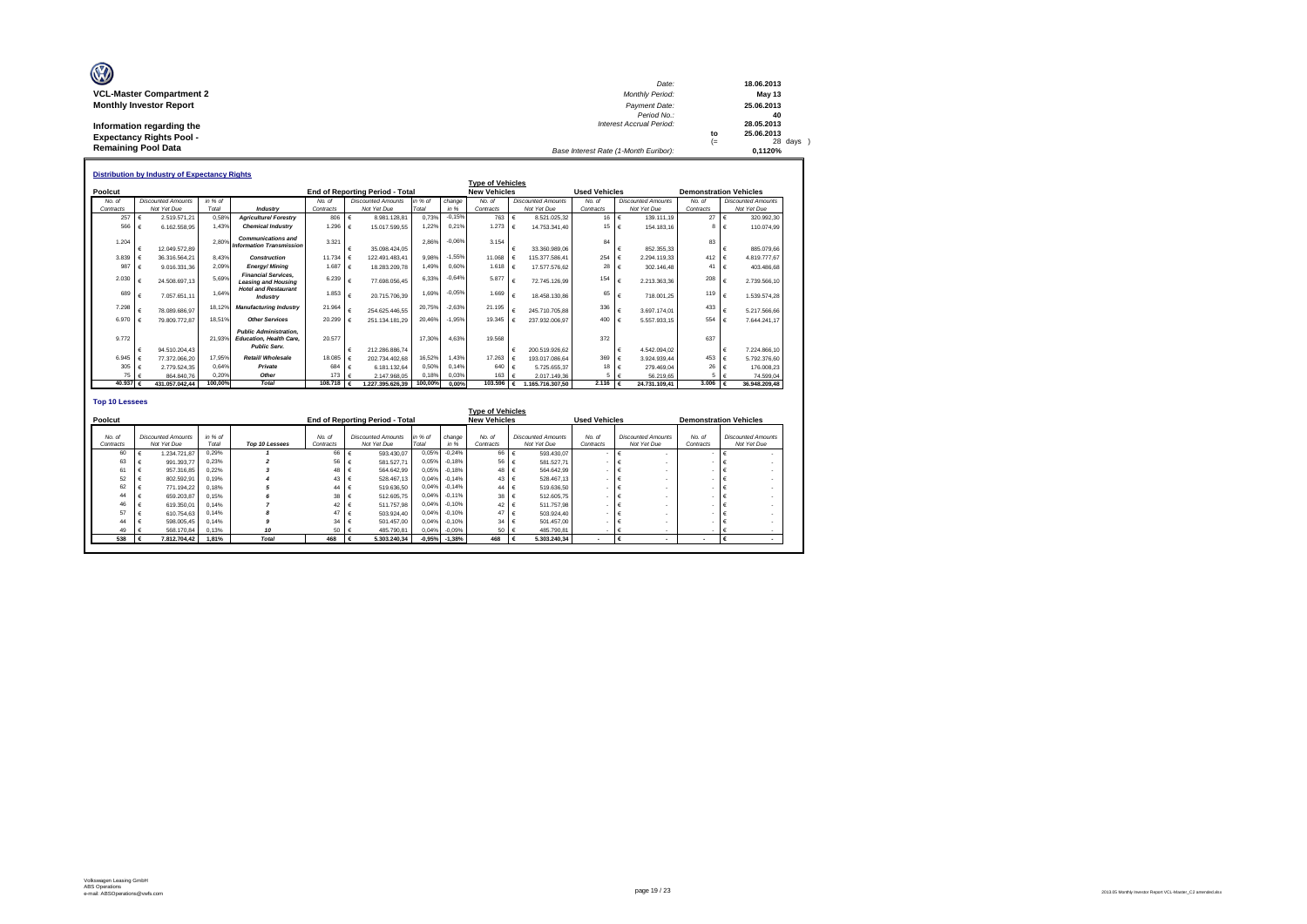**VCL-Master Compartment 2**
**Monthly Investor Report**

**Information regarding the Expectancy Rights Pool - Remaining Pool Data**

| | |
|---|---|
| Date: | 18.06.2013 |
| Monthly Period: | May 13 |
| Payment Date: | 25.06.2013 |
| Period No.: | 40 |
| Interest Accrual Period: | 28.05.2013 to 25.06.2013 (= 28 days ) |
| Base Interest Rate (1-Month Euribor): | 0,1120% |

## Distribution by Industry of Expectancy Rights

| Poolcut | | | | End of Reporting Period - Total | | | | Type of Vehicles: New Vehicles | | Used Vehicles | | Demonstration Vehicles | |
|---|---|---|---|---|---|---|---|---|---|---|---|---|---|
| No. of Contracts | Discounted Amounts Not Yet Due | in % of Total | Industry | No. of Contracts | Discounted Amounts Not Yet Due | in % of Total | change in % | No. of Contracts | Discounted Amounts Not Yet Due | No. of Contracts | Discounted Amounts Not Yet Due | No. of Contracts | Discounted Amounts Not Yet Due |
| 257 | € 2.519.571,21 | 0,58% | Agriculture/ Forestry | 806 | € 8.981.128,81 | 0,73% | -0,15% | 763 | € 8.521.025,32 | 16 | € 139.111,19 | 27 | € 320.992,30 |
| 566 | € 6.162.558,95 | 1,43% | Chemical Industry | 1.296 | € 15.017.599,55 | 1,22% | 0,21% | 1.273 | € 14.753.341,40 | 15 | € 154.183,16 | 8 | € 110.074,99 |
| 1.204 | € 12.049.572,89 | 2,80% | Communications and Information Transmission | 3.321 | € 35.098.424,05 | 2,86% | -0,06% | 3.154 | € 33.360.989,06 | 84 | € 852.355,33 | 83 | € 885.079,66 |
| 3.839 | € 36.316.564,21 | 8,43% | Construction | 11.734 | € 122.491.483,41 | 9,98% | -1,55% | 11.068 | € 115.377.586,41 | 254 | € 2.294.119,33 | 412 | € 4.819.777,67 |
| 987 | € 9.016.331,36 | 2,09% | Energy/ Mining | 1.687 | € 18.283.209,78 | 1,49% | 0,60% | 1.618 | € 17.577.576,62 | 28 | € 302.146,48 | 41 | € 403.486,68 |
| 2.030 | € 24.508.697,13 | 5,69% | Financial Services, Leasing and Housing | 6.239 | € 77.698.056,45 | 6,33% | -0,64% | 5.877 | € 72.745.126,99 | 154 | € 2.213.363,36 | 208 | € 2.739.566,10 |
| 689 | € 7.057.651,11 | 1,64% | Hotel and Restaurant Industry | 1.853 | € 20.715.706,39 | 1,69% | -0,05% | 1.669 | € 18.458.130,86 | 65 | € 718.001,25 | 119 | € 1.539.574,28 |
| 7.298 | € 78.089.686,97 | 18,12% | Manufacturing Industry | 21.964 | € 254.625.446,55 | 20,75% | -2,63% | 21.195 | € 245.710.705,88 | 336 | € 3.697.174,01 | 433 | € 5.217.566,66 |
| 6.970 | € 79.809.772,87 | 18,51% | Other Services | 20.299 | € 251.134.181,29 | 20,46% | -1,95% | 19.345 | € 237.932.006,97 | 400 | € 5.557.933,15 | 554 | € 7.644.241,17 |
| 9.772 | € 94.510.204,43 | 21,93% | Public Administration, Education, Health Care, Public Serv. | 20.577 | € 212.286.886,74 | 17,30% | 4,63% | 19.568 | € 200.519.926,62 | 372 | € 4.542.094,02 | 637 | € 7.224.866,10 |
| 6.945 | € 77.372.066,20 | 17,95% | Retail/ Wholesale | 18.085 | € 202.734.402,68 | 16,52% | 1,43% | 17.263 | € 193.017.086,64 | 369 | € 3.924.939,44 | 453 | € 5.792.376,60 |
| 305 | € 2.779.524,35 | 0,64% | Private | 684 | € 6.181.132,64 | 0,50% | 0,14% | 640 | € 5.725.655,37 | 18 | € 279.469,04 | 26 | € 176.008,23 |
| 75 | € 864.840,76 | 0,20% | Other | 173 | € 2.147.968,05 | 0,18% | 0,03% | 163 | € 2.017.149,36 | 5 | € 56.219,65 | 5 | € 74.599,04 |
| 40.937 | € 431.057.042,44 | 100,00% | Total | 108.718 | € 1.227.395.626,39 | 100,00% | 0,00% | 103.596 | € 1.165.716.307,50 | 2.116 | € 24.731.109,41 | 3.006 | € 36.948.209,48 |

## Top 10 Lessees

| Poolcut | | | | End of Reporting Period - Total | | | | Type of Vehicles: New Vehicles | | Used Vehicles | | Demonstration Vehicles | |
|---|---|---|---|---|---|---|---|---|---|---|---|---|---|
| No. of Contracts | Discounted Amounts Not Yet Due | in % of Total | Top 10 Lessees | No. of Contracts | Discounted Amounts Not Yet Due | in % of Total | change in % | No. of Contracts | Discounted Amounts Not Yet Due | No. of Contracts | Discounted Amounts Not Yet Due | No. of Contracts | Discounted Amounts Not Yet Due |
| 60 | € 1.234.721,87 | 0,29% | 1 | 66 | € 593.430,07 | 0,05% | -0,24% | 66 | € 593.430,07 | - | € - | - | € - |
| 63 | € 991.393,77 | 0,23% | 2 | 56 | € 581.527,71 | 0,05% | -0,18% | 56 | € 581.527,71 | - | € - | - | € - |
| 61 | € 957.316,85 | 0,22% | 3 | 48 | € 564.642,99 | 0,05% | -0,18% | 48 | € 564.642,99 | - | € - | - | € - |
| 52 | € 802.592,91 | 0,19% | 4 | 43 | € 528.467,13 | 0,04% | -0,14% | 43 | € 528.467,13 | - | € - | - | € - |
| 62 | € 771.194,22 | 0,18% | 5 | 44 | € 519.636,50 | 0,04% | -0,14% | 44 | € 519.636,50 | - | € - | - | € - |
| 44 | € 659.203,87 | 0,15% | 6 | 38 | € 512.605,75 | 0,04% | -0,11% | 38 | € 512.605,75 | - | € - | - | € - |
| 46 | € 619.350,01 | 0,14% | 7 | 42 | € 511.757,98 | 0,04% | -0,10% | 42 | € 511.757,98 | - | € - | - | € - |
| 57 | € 610.754,63 | 0,14% | 8 | 47 | € 503.924,40 | 0,04% | -0,10% | 47 | € 503.924,40 | - | € - | - | € - |
| 44 | € 598.005,45 | 0,14% | 9 | 34 | € 501.457,00 | 0,04% | -0,10% | 34 | € 501.457,00 | - | € - | - | € - |
| 49 | € 568.170,84 | 0,13% | 10 | 50 | € 485.790,81 | 0,04% | -0,09% | 50 | € 485.790,81 | - | € - | - | € - |
| 538 | € 7.812.704,42 | 1,81% | Total | 468 | € 5.303.240,34 | -0,95% | -1,38% | 468 | € 5.303.240,34 | - | € - | - | € - |

Volkswagen Leasing GmbH
ABS Operations
e-mail: ABSOperations@vwfs.com

2013.05 Monthly Investor Report VCL-Master_C2 amended.xls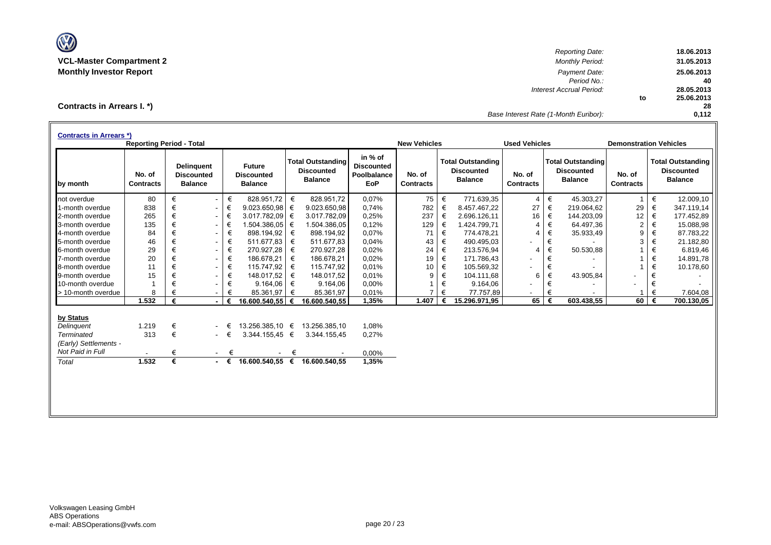**VCL-Master Compartment 2**
**Monthly Investor Report**

**Contracts in Arrears I. *)**

| | | |
|---|---|---|
| *Reporting Date:* | | **18.06.2013** |
| *Monthly Period:* | | **31.05.2013** |
| *Payment Date:* | | **25.06.2013** |
| *Period No.:* | | **40** |
| *Interest Accrual Period:* | | **28.05.2013** |
| | **to** | **25.06.2013** |
| | | **28** |
| *Base Interest Rate (1-Month Euribor):* | | **0,112** |

**Contracts in Arrears *)**

| | Reporting Period - Total | | | | | New Vehicles | | Used Vehicles | | Demonstration Vehicles | |
|---|---|---|---|---|---|---|---|---|---|---|---|
| **by month** | **No. of Contracts** | **Delinquent Discounted Balance** | **Future Discounted Balance** | **Total Outstanding Discounted Balance** | **in % of Discounted Poolbalance EoP** | **No. of Contracts** | **Total Outstanding Discounted Balance** | **No. of Contracts** | **Total Outstanding Discounted Balance** | **No. of Contracts** | **Total Outstanding Discounted Balance** |
| not overdue | 80 | € - | € 828.951,72 | € 828.951,72 | 0,07% | 75 | € 771.639,35 | 4 | € 45.303,27 | 1 | € 12.009,10 |
| 1-month overdue | 838 | € - | € 9.023.650,98 | € 9.023.650,98 | 0,74% | 782 | € 8.457.467,22 | 27 | € 219.064,62 | 29 | € 347.119,14 |
| 2-month overdue | 265 | € - | € 3.017.782,09 | € 3.017.782,09 | 0,25% | 237 | € 2.696.126,11 | 16 | € 144.203,09 | 12 | € 177.452,89 |
| 3-month overdue | 135 | € - | € 1.504.386,05 | € 1.504.386,05 | 0,12% | 129 | € 1.424.799,71 | 4 | € 64.497,36 | 2 | € 15.088,98 |
| 4-month overdue | 84 | € - | € 898.194,92 | € 898.194,92 | 0,07% | 71 | € 774.478,21 | 4 | € 35.933,49 | 9 | € 87.783,22 |
| 5-month overdue | 46 | € - | € 511.677,83 | € 511.677,83 | 0,04% | 43 | € 490.495,03 | - | € - | 3 | € 21.182,80 |
| 6-month overdue | 29 | € - | € 270.927,28 | € 270.927,28 | 0,02% | 24 | € 213.576,94 | 4 | € 50.530,88 | 1 | € 6.819,46 |
| 7-month overdue | 20 | € - | € 186.678,21 | € 186.678,21 | 0,02% | 19 | € 171.786,43 | - | € - | 1 | € 14.891,78 |
| 8-month overdue | 11 | € - | € 115.747,92 | € 115.747,92 | 0,01% | 10 | € 105.569,32 | - | € - | 1 | € 10.178,60 |
| 9-month overdue | 15 | € - | € 148.017,52 | € 148.017,52 | 0,01% | 9 | € 104.111,68 | 6 | € 43.905,84 | - | € - |
| 10-month overdue | 1 | € - | € 9.164,06 | € 9.164,06 | 0,00% | 1 | € 9.164,06 | - | € - | - | € - |
| > 10-month overdue | 8 | € - | € 85.361,97 | € 85.361,97 | 0,01% | 7 | € 77.757,89 | - | € - | 1 | € 7.604,08 |
| | **1.532** | **€ -** | **€ 16.600.540,55** | **€ 16.600.540,55** | **1,35%** | **1.407** | **€ 15.296.971,95** | **65** | **€ 603.438,55** | **60** | **€ 700.130,05** |

| **by Status** | | | | | |
|---|---|---|---|---|---|
| *Delinquent* | 1.219 | € - | € 13.256.385,10 | € 13.256.385,10 | 1,08% |
| *Terminated* | 313 | € - | € 3.344.155,45 | € 3.344.155,45 | 0,27% |
| *(Early) Settlements - Not Paid in Full* | - | € - | € - | € - | 0,00% |
| *Total* | **1.532** | **€ -** | **€ 16.600.540,55** | **€ 16.600.540,55** | **1,35%** |

Volkswagen Leasing GmbH
ABS Operations
e-mail: ABSOperations@vwfs.com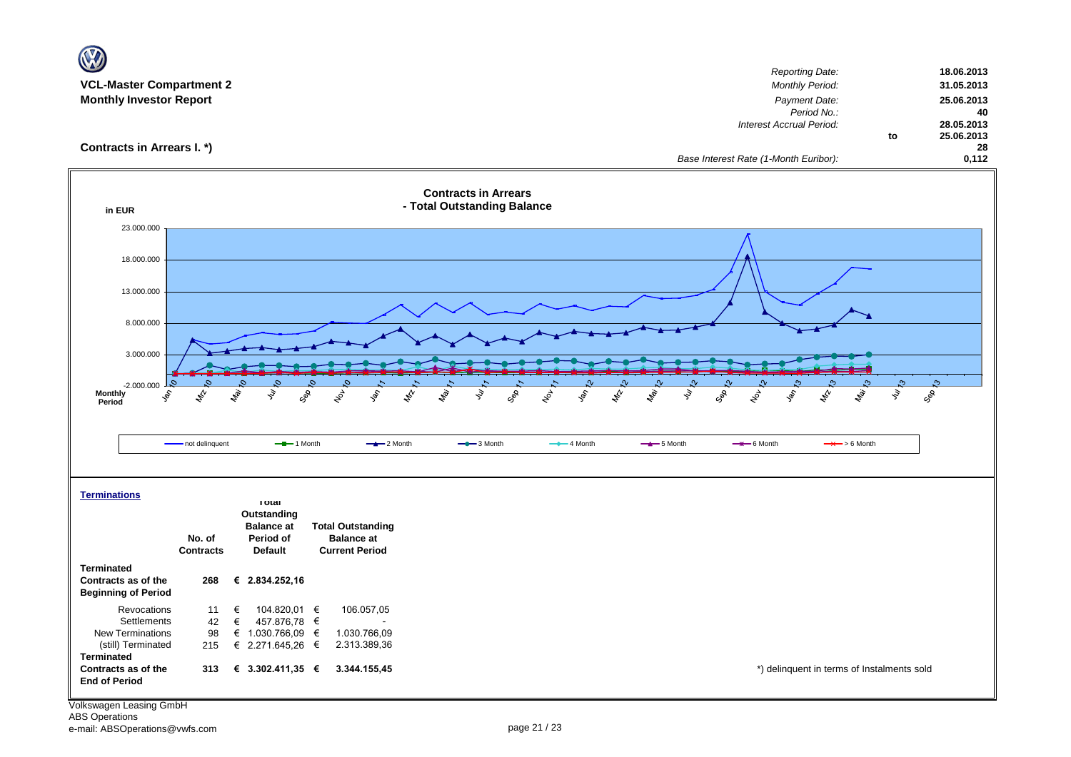**VCL-Master Compartment 2**
**Monthly Investor Report**

| | |
|---|---|
| *Reporting Date:* | **18.06.2013** |
| *Monthly Period:* | **31.05.2013** |
| *Payment Date:* | **25.06.2013** |
| *Period No.:* | **40** |
| *Interest Accrual Period:* | **28.05.2013** to **25.06.2013** |
| | **28** |
| *Base Interest Rate (1-Month Euribor):* | **0,112** |

**Contracts in Arrears I. *)**

**Contracts in Arrears**
**- Total Outstanding Balance**

in EUR

23.000.000
18.000.000
13.000.000
8.000.000
3.000.000
-2.000.000

Monthly Period

Jan 10, Mrz 10, Mai 10, Jul 10, Sep 10, Nov 10, Jan 11, Mrz 11, Mai 11, Jul 11, Sep 11, Nov 11, Jan 12, Mrz 12, Mai 12, Jul 12, Sep 12, Nov 12, Jan 13, Mrz 13, Mai 13, Jul 13, Sep 13

not delinquent | 1 Month | 2 Month | 3 Month | 4 Month | 5 Month | 6 Month | > 6 Month

**Terminations**

| | No. of Contracts | Total Outstanding Balance at Period of Default | Total Outstanding Balance at Current Period |
|---|---|---|---|
| **Terminated Contracts as of the Beginning of Period** | **268** | **€ 2.834.252,16** | |
| Revocations | 11 | € 104.820,01 | € 106.057,05 |
| Settlements | 42 | € 457.876,78 | € - |
| New Terminations | 98 | € 1.030.766,09 | € 1.030.766,09 |
| (still) Terminated | 215 | € 2.271.645,26 | € 2.313.389,36 |
| **Terminated Contracts as of the End of Period** | **313** | **€ 3.302.411,35** | **€ 3.344.155,45** |

*) delinquent in terms of Instalments sold

Volkswagen Leasing GmbH
ABS Operations
e-mail: ABSOperations@vwfs.com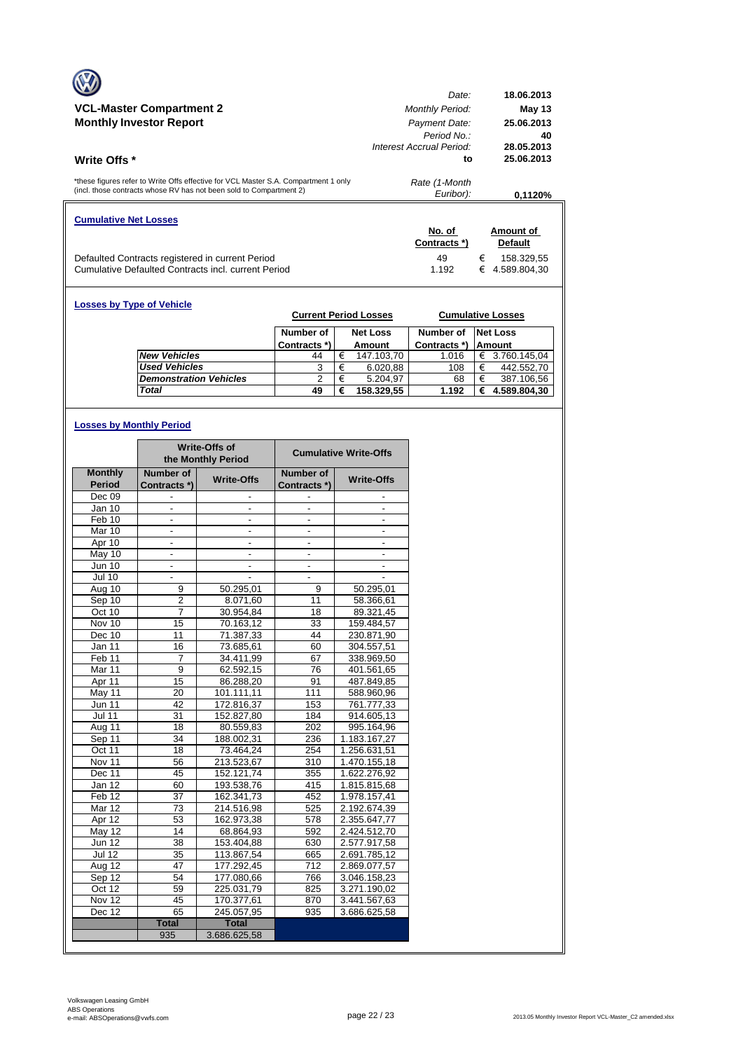**VCL-Master Compartment 2**
**Monthly Investor Report**

| | |
|---|---|
| Date: | 18.06.2013 |
| Monthly Period: | May 13 |
| Payment Date: | 25.06.2013 |
| Period No.: | 40 |
| Interest Accrual Period: | 28.05.2013 |
| to | 25.06.2013 |
| Rate (1-Month Euribor): | 0,1120% |

## Write Offs *

*these figures refer to Write Offs effective for VCL Master S.A. Compartment 1 only (incl. those contracts whose RV has not been sold to Compartment 2)

### Cumulative Net Losses

| | No. of Contracts *) | Amount of Default |
|---|---|---|
| Defaulted Contracts registered in current Period | 49 | € 158.329,55 |
| Cumulative Defaulted Contracts incl. current Period | 1.192 | € 4.589.804,30 |

### Losses by Type of Vehicle

| | Current Period Losses | | Cumulative Losses | |
|---|---|---|---|---|
| | Number of Contracts *) | Net Loss Amount | Number of Contracts *) | Net Loss Amount |
| *New Vehicles* | 44 | € 147.103,70 | 1.016 | € 3.760.145,04 |
| *Used Vehicles* | 3 | € 6.020,88 | 108 | € 442.552,70 |
| *Demonstration Vehicles* | 2 | € 5.204,97 | 68 | € 387.106,56 |
| ***Total*** | **49** | **€ 158.329,55** | **1.192** | **€ 4.589.804,30** |

### Losses by Monthly Period

| | Write-Offs of the Monthly Period | | Cumulative Write-Offs | |
|---|---|---|---|---|
| Monthly Period | Number of Contracts *) | Write-Offs | Number of Contracts *) | Write-Offs |
| Dec 09 | - | - | - | - |
| Jan 10 | - | - | - | - |
| Feb 10 | - | - | - | - |
| Mar 10 | - | - | - | - |
| Apr 10 | - | - | - | - |
| May 10 | - | - | - | - |
| Jun 10 | - | - | - | - |
| Jul 10 | - | - | - | - |
| Aug 10 | 9 | 50.295,01 | 9 | 50.295,01 |
| Sep 10 | 2 | 8.071,60 | 11 | 58.366,61 |
| Oct 10 | 7 | 30.954,84 | 18 | 89.321,45 |
| Nov 10 | 15 | 70.163,12 | 33 | 159.484,57 |
| Dec 10 | 11 | 71.387,33 | 44 | 230.871,90 |
| Jan 11 | 16 | 73.685,61 | 60 | 304.557,51 |
| Feb 11 | 7 | 34.411,99 | 67 | 338.969,50 |
| Mar 11 | 9 | 62.592,15 | 76 | 401.561,65 |
| Apr 11 | 15 | 86.288,20 | 91 | 487.849,85 |
| May 11 | 20 | 101.111,11 | 111 | 588.960,96 |
| Jun 11 | 42 | 172.816,37 | 153 | 761.777,33 |
| Jul 11 | 31 | 152.827,80 | 184 | 914.605,13 |
| Aug 11 | 18 | 80.559,83 | 202 | 995.164,96 |
| Sep 11 | 34 | 188.002,31 | 236 | 1.183.167,27 |
| Oct 11 | 18 | 73.464,24 | 254 | 1.256.631,51 |
| Nov 11 | 56 | 213.523,67 | 310 | 1.470.155,18 |
| Dec 11 | 45 | 152.121,74 | 355 | 1.622.276,92 |
| Jan 12 | 60 | 193.538,76 | 415 | 1.815.815,68 |
| Feb 12 | 37 | 162.341,73 | 452 | 1.978.157,41 |
| Mar 12 | 73 | 214.516,98 | 525 | 2.192.674,39 |
| Apr 12 | 53 | 162.973,38 | 578 | 2.355.647,77 |
| May 12 | 14 | 68.864,93 | 592 | 2.424.512,70 |
| Jun 12 | 38 | 153.404,88 | 630 | 2.577.917,58 |
| Jul 12 | 35 | 113.867,54 | 665 | 2.691.785,12 |
| Aug 12 | 47 | 177.292,45 | 712 | 2.869.077,57 |
| Sep 12 | 54 | 177.080,66 | 766 | 3.046.158,23 |
| Oct 12 | 59 | 225.031,79 | 825 | 3.271.190,02 |
| Nov 12 | 45 | 170.377,61 | 870 | 3.441.567,63 |
| Dec 12 | 65 | 245.057,95 | 935 | 3.686.625,58 |
| | **Total** | **Total** | | |
| | 935 | 3.686.625,58 | | |

Volkswagen Leasing GmbH
ABS Operations
e-mail: ABSOperations@vwfs.com

2013.05 Monthly Investor Report VCL-Master_C2 amended.xlsx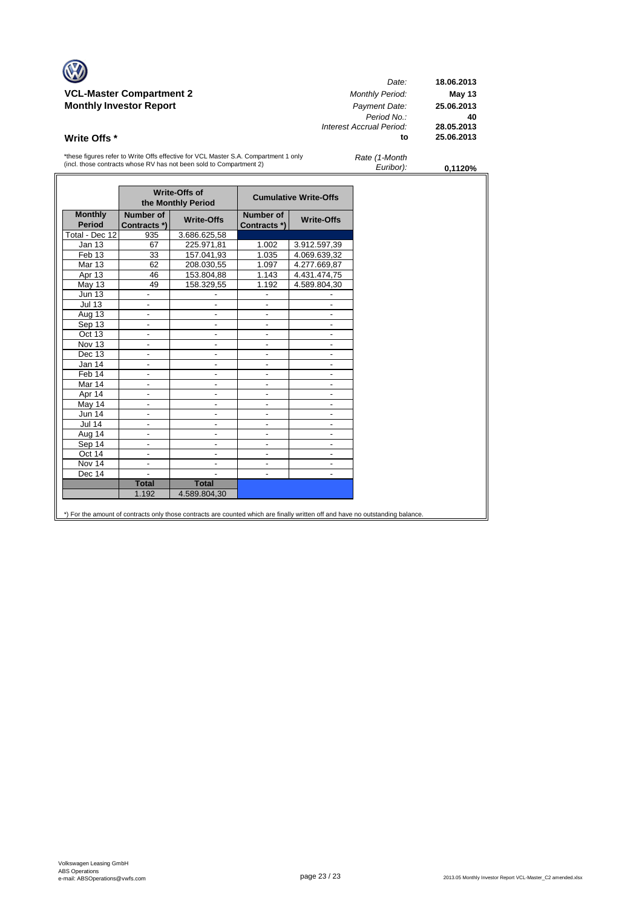**VCL-Master Compartment 2**
**Monthly Investor Report**

| | |
|---|---|
| *Date:* | **18.06.2013** |
| *Monthly Period:* | **May 13** |
| *Payment Date:* | **25.06.2013** |
| *Period No.:* | **40** |
| *Interest Accrual Period:* | **28.05.2013** |
| **to** | **25.06.2013** |
| *Rate (1-Month Euribor):* | **0,1120%** |

## Write Offs *

*these figures refer to Write Offs effective for VCL Master S.A. Compartment 1 only
(incl. those contracts whose RV has not been sold to Compartment 2)

| | Write-Offs of the Monthly Period | | Cumulative Write-Offs | |
|---|---|---|---|---|
| **Monthly Period** | **Number of Contracts *)** | **Write-Offs** | **Number of Contracts *)** | **Write-Offs** |
| Total - Dec 12 | 935 | 3.686.625,58 | | |
| Jan 13 | 67 | 225.971,81 | 1.002 | 3.912.597,39 |
| Feb 13 | 33 | 157.041,93 | 1.035 | 4.069.639,32 |
| Mar 13 | 62 | 208.030,55 | 1.097 | 4.277.669,87 |
| Apr 13 | 46 | 153.804,88 | 1.143 | 4.431.474,75 |
| May 13 | 49 | 158.329,55 | 1.192 | 4.589.804,30 |
| Jun 13 | - | - | - | - |
| Jul 13 | - | - | - | - |
| Aug 13 | - | - | - | - |
| Sep 13 | - | - | - | - |
| Oct 13 | - | - | - | - |
| Nov 13 | - | - | - | - |
| Dec 13 | - | - | - | - |
| Jan 14 | - | - | - | - |
| Feb 14 | - | - | - | - |
| Mar 14 | - | - | - | - |
| Apr 14 | - | - | - | - |
| May 14 | - | - | - | - |
| Jun 14 | - | - | - | - |
| Jul 14 | - | - | - | - |
| Aug 14 | - | - | - | - |
| Sep 14 | - | - | - | - |
| Oct 14 | - | - | - | - |
| Nov 14 | - | - | - | - |
| Dec 14 | - | - | - | - |
| | **Total** | **Total** | | |
| | 1.192 | 4.589.804,30 | | |

*) For the amount of contracts only those contracts are counted which are finally written off and have no outstanding balance.

Volkswagen Leasing GmbH
ABS Operations
e-mail: ABSOperations@vwfs.com

2013.05 Monthly Investor Report VCL-Master_C2 amended.xlsx